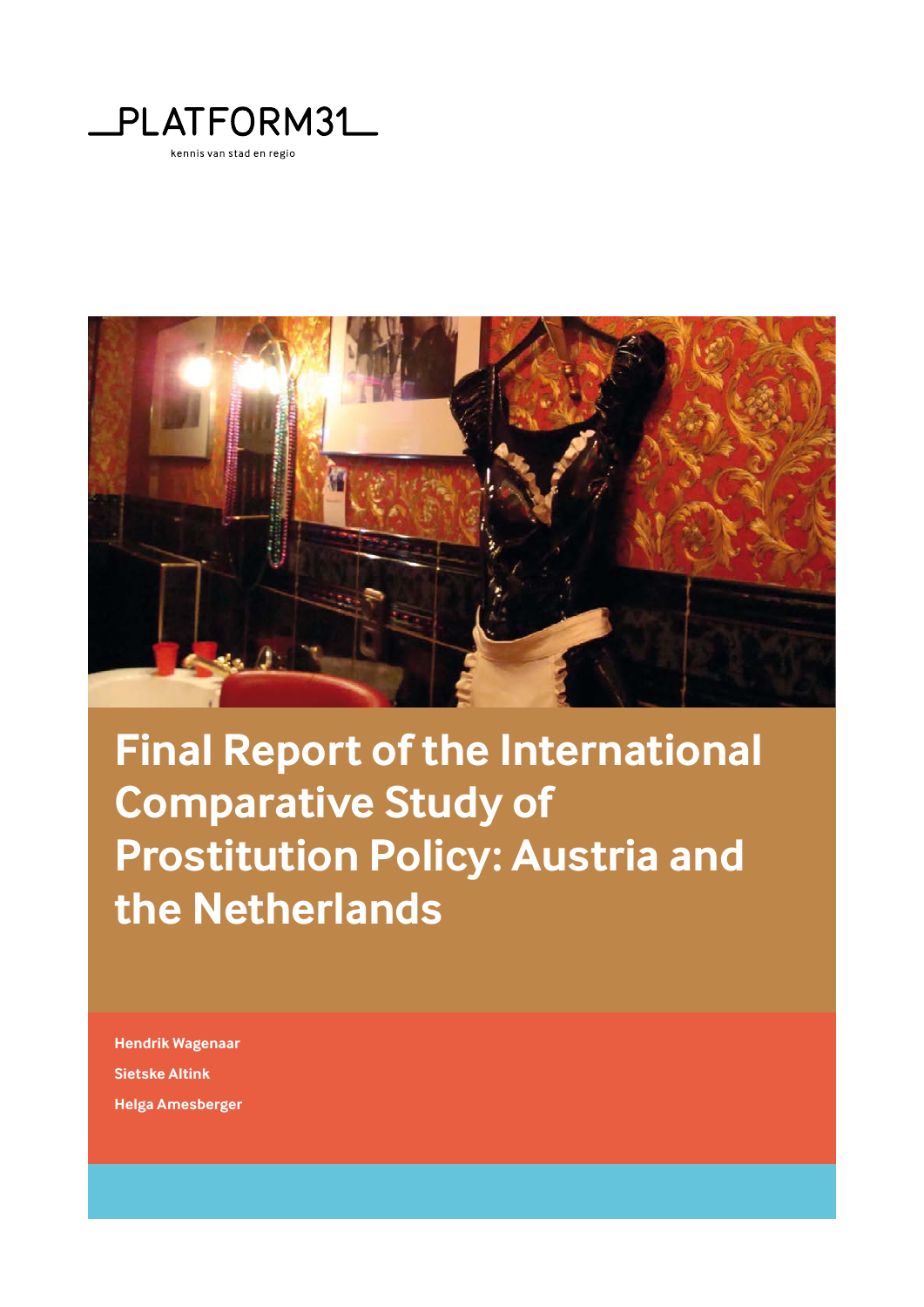_PLATFORM31_

kennis van stad en regio

# Final Report of the International Comparative Study of Prostitution Policy: Austria and the Netherlands

**Hendrik Wagenaar**

**Sietske Altink**

**Helga Amesberger**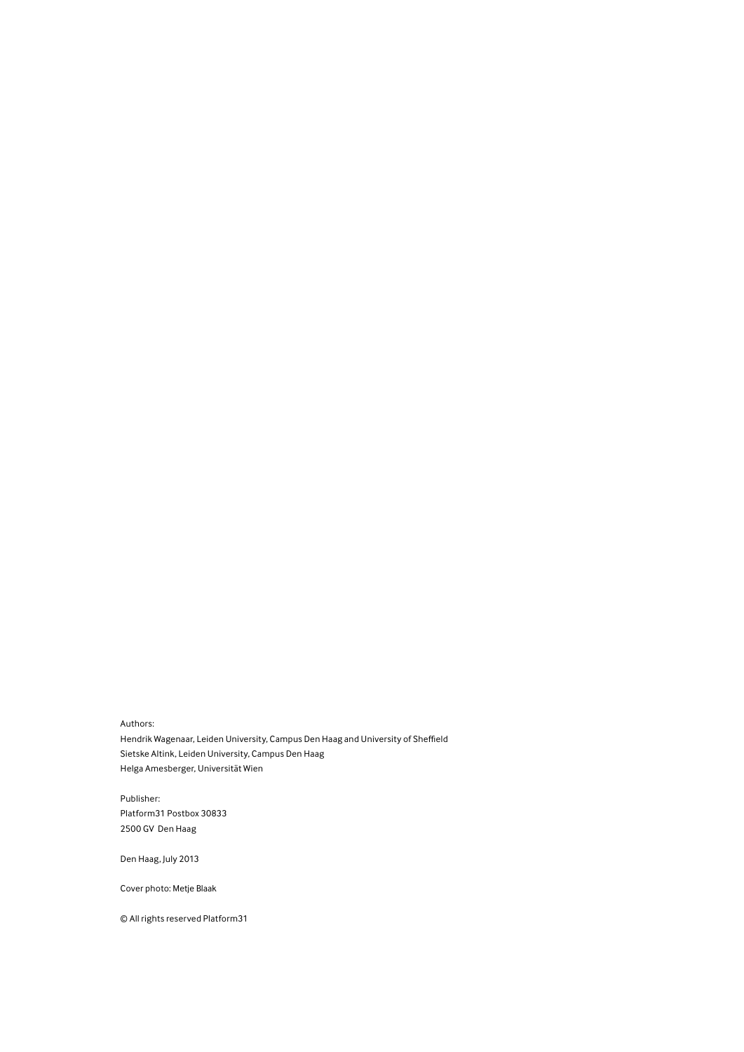Authors:
Hendrik Wagenaar, Leiden University, Campus Den Haag and University of Sheffield
Sietske Altink, Leiden University, Campus Den Haag
Helga Amesberger, Universität Wien

Publisher:
Platform31 Postbox 30833
2500 GV Den Haag

Den Haag, July 2013

Cover photo: Metje Blaak

© All rights reserved Platform31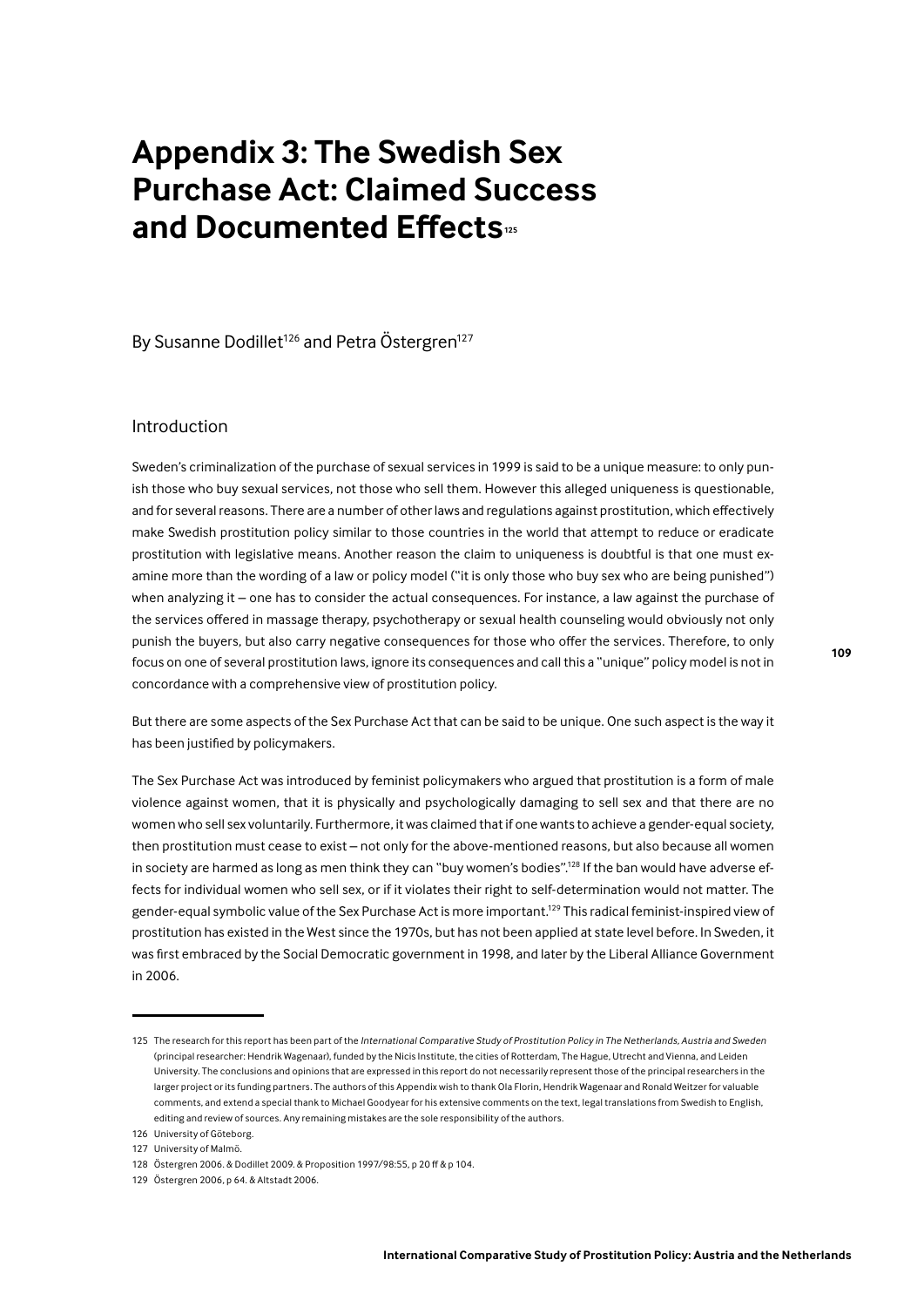# Appendix 3: The Swedish Sex Purchase Act: Claimed Success and Documented Effects[125]

By Susanne Dodillet[126] and Petra Östergren[127]

## Introduction

Sweden's criminalization of the purchase of sexual services in 1999 is said to be a unique measure: to only punish those who buy sexual services, not those who sell them. However this alleged uniqueness is questionable, and for several reasons. There are a number of other laws and regulations against prostitution, which effectively make Swedish prostitution policy similar to those countries in the world that attempt to reduce or eradicate prostitution with legislative means. Another reason the claim to uniqueness is doubtful is that one must examine more than the wording of a law or policy model ("it is only those who buy sex who are being punished") when analyzing it – one has to consider the actual consequences. For instance, a law against the purchase of the services offered in massage therapy, psychotherapy or sexual health counseling would obviously not only punish the buyers, but also carry negative consequences for those who offer the services. Therefore, to only focus on one of several prostitution laws, ignore its consequences and call this a "unique" policy model is not in concordance with a comprehensive view of prostitution policy.

But there are some aspects of the Sex Purchase Act that can be said to be unique. One such aspect is the way it has been justified by policymakers.

The Sex Purchase Act was introduced by feminist policymakers who argued that prostitution is a form of male violence against women, that it is physically and psychologically damaging to sell sex and that there are no women who sell sex voluntarily. Furthermore, it was claimed that if one wants to achieve a gender-equal society, then prostitution must cease to exist – not only for the above-mentioned reasons, but also because all women in society are harmed as long as men think they can "buy women's bodies".[128] If the ban would have adverse effects for individual women who sell sex, or if it violates their right to self-determination would not matter. The gender-equal symbolic value of the Sex Purchase Act is more important.[129] This radical feminist-inspired view of prostitution has existed in the West since the 1970s, but has not been applied at state level before. In Sweden, it was first embraced by the Social Democratic government in 1998, and later by the Liberal Alliance Government in 2006.

---

125 The research for this report has been part of the *International Comparative Study of Prostitution Policy in The Netherlands, Austria and Sweden* (principal researcher: Hendrik Wagenaar), funded by the Nicis Institute, the cities of Rotterdam, The Hague, Utrecht and Vienna, and Leiden University. The conclusions and opinions that are expressed in this report do not necessarily represent those of the principal researchers in the larger project or its funding partners. The authors of this Appendix wish to thank Ola Florin, Hendrik Wagenaar and Ronald Weitzer for valuable comments, and extend a special thank to Michael Goodyear for his extensive comments on the text, legal translations from Swedish to English, editing and review of sources. Any remaining mistakes are the sole responsibility of the authors.

126 University of Göteborg.

127 University of Malmö.

128 Östergren 2006. & Dodillet 2009. & Proposition 1997/98:55, p 20 ff & p 104.

129 Östergren 2006, p 64. & Altstadt 2006.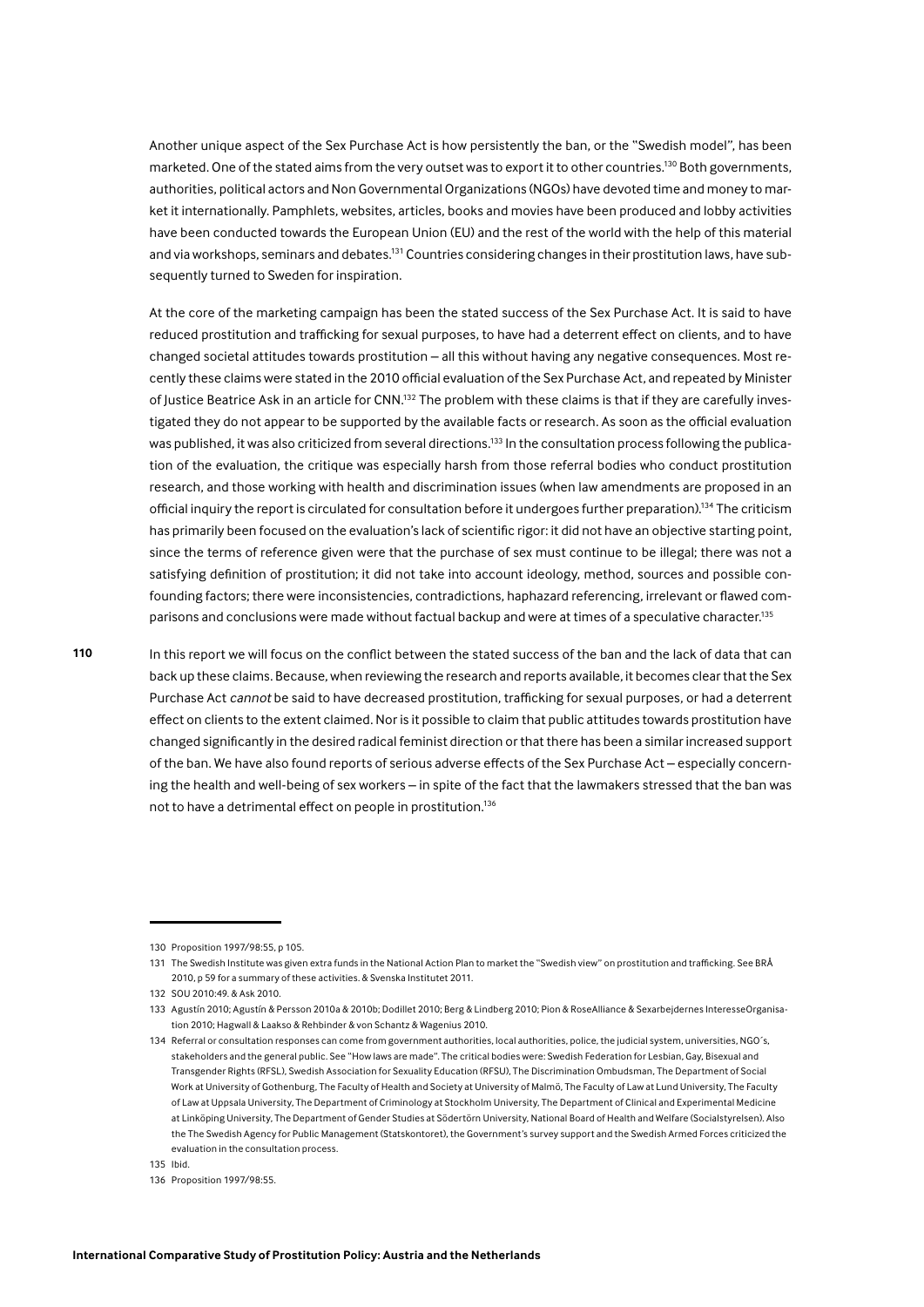Another unique aspect of the Sex Purchase Act is how persistently the ban, or the "Swedish model", has been marketed. One of the stated aims from the very outset was to export it to other countries.[130] Both governments, authorities, political actors and Non Governmental Organizations (NGOs) have devoted time and money to market it internationally. Pamphlets, websites, articles, books and movies have been produced and lobby activities have been conducted towards the European Union (EU) and the rest of the world with the help of this material and via workshops, seminars and debates.[131] Countries considering changes in their prostitution laws, have subsequently turned to Sweden for inspiration.

At the core of the marketing campaign has been the stated success of the Sex Purchase Act. It is said to have reduced prostitution and trafficking for sexual purposes, to have had a deterrent effect on clients, and to have changed societal attitudes towards prostitution – all this without having any negative consequences. Most recently these claims were stated in the 2010 official evaluation of the Sex Purchase Act, and repeated by Minister of Justice Beatrice Ask in an article for CNN.[132] The problem with these claims is that if they are carefully investigated they do not appear to be supported by the available facts or research. As soon as the official evaluation was published, it was also criticized from several directions.[133] In the consultation process following the publication of the evaluation, the critique was especially harsh from those referral bodies who conduct prostitution research, and those working with health and discrimination issues (when law amendments are proposed in an official inquiry the report is circulated for consultation before it undergoes further preparation).[134] The criticism has primarily been focused on the evaluation's lack of scientific rigor: it did not have an objective starting point, since the terms of reference given were that the purchase of sex must continue to be illegal; there was not a satisfying definition of prostitution; it did not take into account ideology, method, sources and possible confounding factors; there were inconsistencies, contradictions, haphazard referencing, irrelevant or flawed comparisons and conclusions were made without factual backup and were at times of a speculative character.[135]

In this report we will focus on the conflict between the stated success of the ban and the lack of data that can back up these claims. Because, when reviewing the research and reports available, it becomes clear that the Sex Purchase Act *cannot* be said to have decreased prostitution, trafficking for sexual purposes, or had a deterrent effect on clients to the extent claimed. Nor is it possible to claim that public attitudes towards prostitution have changed significantly in the desired radical feminist direction or that there has been a similar increased support of the ban. We have also found reports of serious adverse effects of the Sex Purchase Act – especially concerning the health and well-being of sex workers – in spite of the fact that the lawmakers stressed that the ban was not to have a detrimental effect on people in prostitution.[136]

---

130 Proposition 1997/98:55, p 105.

131 The Swedish Institute was given extra funds in the National Action Plan to market the "Swedish view" on prostitution and trafficking. See BRÅ 2010, p 59 for a summary of these activities. & Svenska Institutet 2011.

132 SOU 2010:49. & Ask 2010.

133 Agustín 2010; Agustín & Persson 2010a & 2010b; Dodillet 2010; Berg & Lindberg 2010; Pion & RoseAlliance & Sexarbejdernes InteresseOrganisation 2010; Hagwall & Laakso & Rehbinder & von Schantz & Wagenius 2010.

134 Referral or consultation responses can come from government authorities, local authorities, police, the judicial system, universities, NGO´s, stakeholders and the general public. See "How laws are made". The critical bodies were: Swedish Federation for Lesbian, Gay, Bisexual and Transgender Rights (RFSL), Swedish Association for Sexuality Education (RFSU), The Discrimination Ombudsman, The Department of Social Work at University of Gothenburg, The Faculty of Health and Society at University of Malmö, The Faculty of Law at Lund University, The Faculty of Law at Uppsala University, The Department of Criminology at Stockholm University, The Department of Clinical and Experimental Medicine at Linköping University, The Department of Gender Studies at Södertörn University, National Board of Health and Welfare (Socialstyrelsen). Also the The Swedish Agency for Public Management (Statskontoret), the Government's survey support and the Swedish Armed Forces criticized the evaluation in the consultation process.

135 Ibid.

136 Proposition 1997/98:55.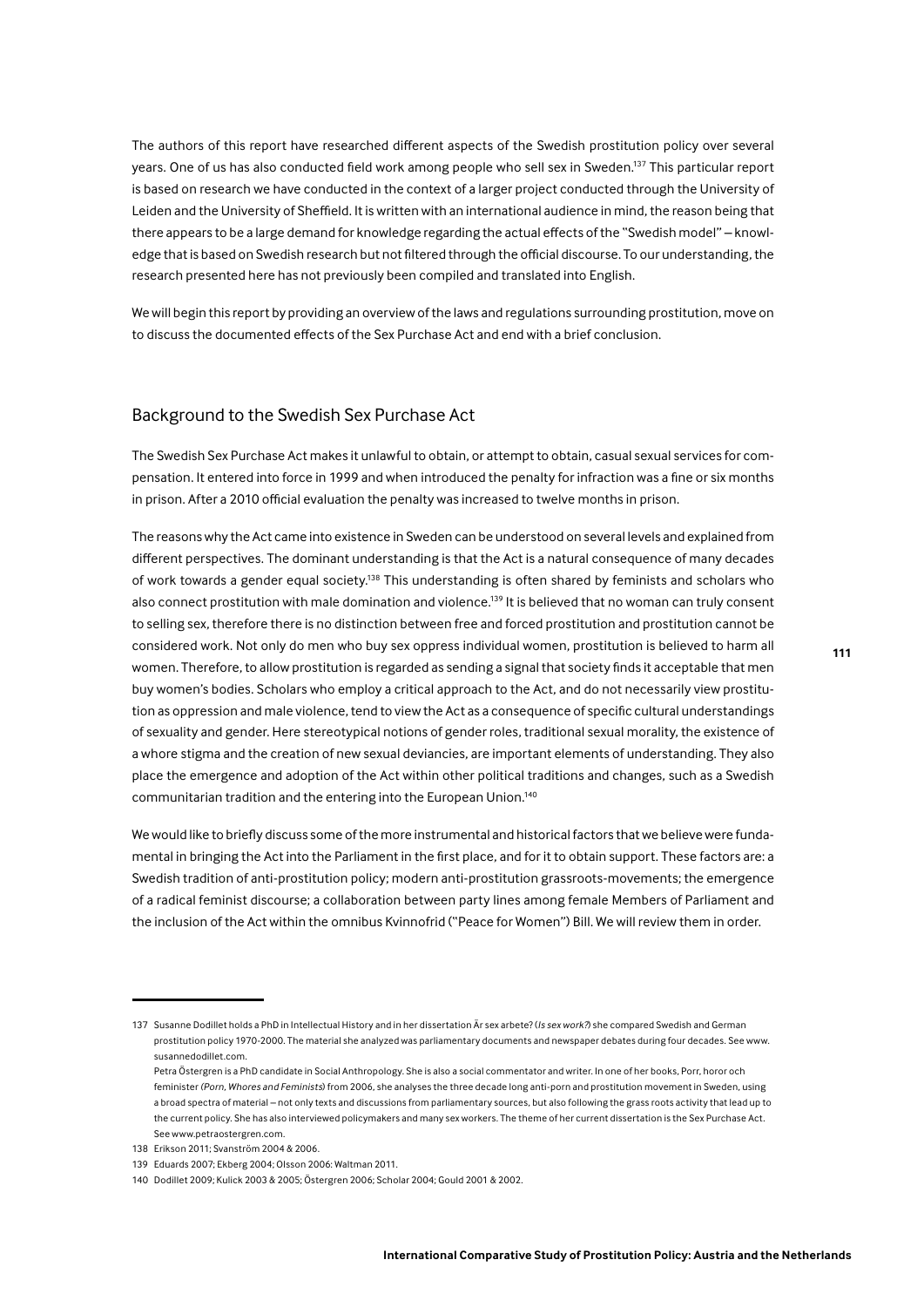The authors of this report have researched different aspects of the Swedish prostitution policy over several years. One of us has also conducted field work among people who sell sex in Sweden.[137] This particular report is based on research we have conducted in the context of a larger project conducted through the University of Leiden and the University of Sheffield. It is written with an international audience in mind, the reason being that there appears to be a large demand for knowledge regarding the actual effects of the "Swedish model" – knowledge that is based on Swedish research but not filtered through the official discourse. To our understanding, the research presented here has not previously been compiled and translated into English.

We will begin this report by providing an overview of the laws and regulations surrounding prostitution, move on to discuss the documented effects of the Sex Purchase Act and end with a brief conclusion.

## Background to the Swedish Sex Purchase Act

The Swedish Sex Purchase Act makes it unlawful to obtain, or attempt to obtain, casual sexual services for compensation. It entered into force in 1999 and when introduced the penalty for infraction was a fine or six months in prison. After a 2010 official evaluation the penalty was increased to twelve months in prison.

The reasons why the Act came into existence in Sweden can be understood on several levels and explained from different perspectives. The dominant understanding is that the Act is a natural consequence of many decades of work towards a gender equal society.[138] This understanding is often shared by feminists and scholars who also connect prostitution with male domination and violence.[139] It is believed that no woman can truly consent to selling sex, therefore there is no distinction between free and forced prostitution and prostitution cannot be considered work. Not only do men who buy sex oppress individual women, prostitution is believed to harm all women. Therefore, to allow prostitution is regarded as sending a signal that society finds it acceptable that men buy women's bodies. Scholars who employ a critical approach to the Act, and do not necessarily view prostitution as oppression and male violence, tend to view the Act as a consequence of specific cultural understandings of sexuality and gender. Here stereotypical notions of gender roles, traditional sexual morality, the existence of a whore stigma and the creation of new sexual deviancies, are important elements of understanding. They also place the emergence and adoption of the Act within other political traditions and changes, such as a Swedish communitarian tradition and the entering into the European Union.[140]

We would like to briefly discuss some of the more instrumental and historical factors that we believe were fundamental in bringing the Act into the Parliament in the first place, and for it to obtain support. These factors are: a Swedish tradition of anti-prostitution policy; modern anti-prostitution grassroots-movements; the emergence of a radical feminist discourse; a collaboration between party lines among female Members of Parliament and the inclusion of the Act within the omnibus Kvinnofrid ("Peace for Women") Bill. We will review them in order.

---

137 Susanne Dodillet holds a PhD in Intellectual History and in her dissertation Är sex arbete? (*Is sex work?*) she compared Swedish and German prostitution policy 1970-2000. The material she analyzed was parliamentary documents and newspaper debates during four decades. See www.susannedodillet.com.
Petra Östergren is a PhD candidate in Social Anthropology. She is also a social commentator and writer. In one of her books, Porr, horor och feminister (*Porn, Whores and Feminists*) from 2006, she analyses the three decade long anti-porn and prostitution movement in Sweden, using a broad spectra of material – not only texts and discussions from parliamentary sources, but also following the grass roots activity that lead up to the current policy. She has also interviewed policymakers and many sex workers. The theme of her current dissertation is the Sex Purchase Act. See www.petraostergren.com.

138 Erikson 2011; Svanström 2004 & 2006.

139 Eduards 2007; Ekberg 2004; Olsson 2006: Waltman 2011.

140 Dodillet 2009; Kulick 2003 & 2005; Östergren 2006; Scholar 2004; Gould 2001 & 2002.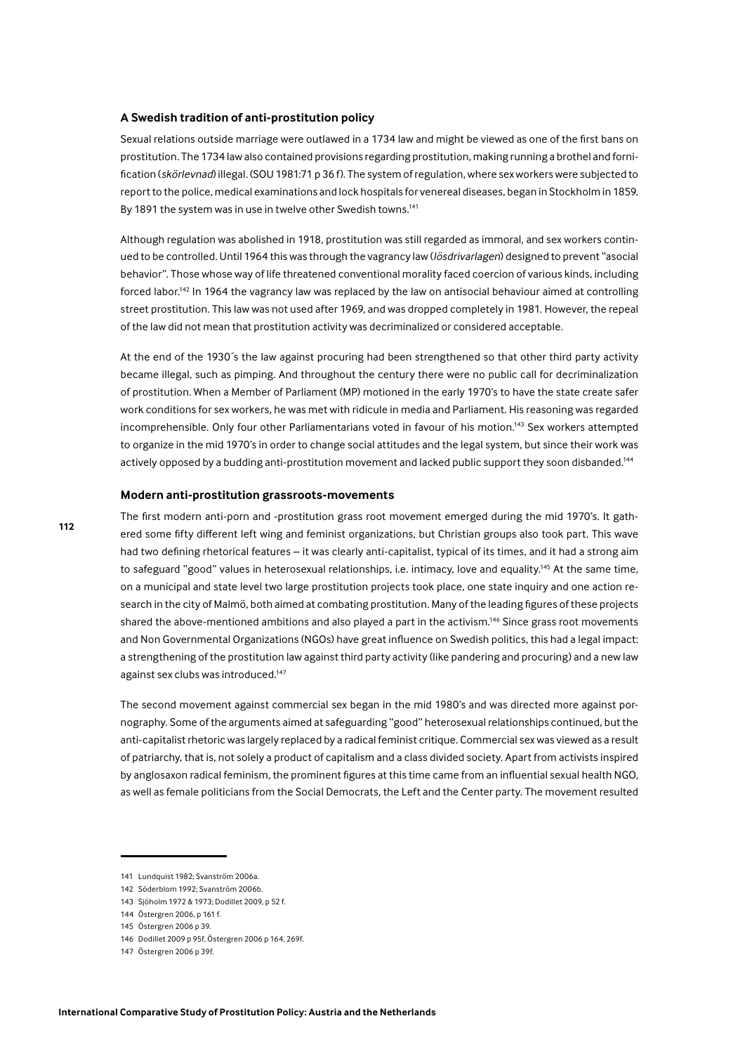### A Swedish tradition of anti-prostitution policy

Sexual relations outside marriage were outlawed in a 1734 law and might be viewed as one of the first bans on prostitution. The 1734 law also contained provisions regarding prostitution, making running a brothel and fornification (*skörlevnad*) illegal. (SOU 1981:71 p 36 f). The system of regulation, where sex workers were subjected to report to the police, medical examinations and lock hospitals for venereal diseases, began in Stockholm in 1859. By 1891 the system was in use in twelve other Swedish towns.[141]

Although regulation was abolished in 1918, prostitution was still regarded as immoral, and sex workers continued to be controlled. Until 1964 this was through the vagrancy law (*lösdrivarlagen*) designed to prevent "asocial behavior". Those whose way of life threatened conventional morality faced coercion of various kinds, including forced labor.[142] In 1964 the vagrancy law was replaced by the law on antisocial behaviour aimed at controlling street prostitution. This law was not used after 1969, and was dropped completely in 1981. However, the repeal of the law did not mean that prostitution activity was decriminalized or considered acceptable.

At the end of the 1930´s the law against procuring had been strengthened so that other third party activity became illegal, such as pimping. And throughout the century there were no public call for decriminalization of prostitution. When a Member of Parliament (MP) motioned in the early 1970's to have the state create safer work conditions for sex workers, he was met with ridicule in media and Parliament. His reasoning was regarded incomprehensible. Only four other Parliamentarians voted in favour of his motion.[143] Sex workers attempted to organize in the mid 1970's in order to change social attitudes and the legal system, but since their work was actively opposed by a budding anti-prostitution movement and lacked public support they soon disbanded.[144]

### Modern anti-prostitution grassroots-movements

The first modern anti-porn and -prostitution grass root movement emerged during the mid 1970's. It gathered some fifty different left wing and feminist organizations, but Christian groups also took part. This wave had two defining rhetorical features – it was clearly anti-capitalist, typical of its times, and it had a strong aim to safeguard "good" values in heterosexual relationships, i.e. intimacy, love and equality.[145] At the same time, on a municipal and state level two large prostitution projects took place, one state inquiry and one action research in the city of Malmö, both aimed at combating prostitution. Many of the leading figures of these projects shared the above-mentioned ambitions and also played a part in the activism.[146] Since grass root movements and Non Governmental Organizations (NGOs) have great influence on Swedish politics, this had a legal impact: a strengthening of the prostitution law against third party activity (like pandering and procuring) and a new law against sex clubs was introduced.[147]

The second movement against commercial sex began in the mid 1980's and was directed more against pornography. Some of the arguments aimed at safeguarding "good" heterosexual relationships continued, but the anti-capitalist rhetoric was largely replaced by a radical feminist critique. Commercial sex was viewed as a result of patriarchy, that is, not solely a product of capitalism and a class divided society. Apart from activists inspired by anglosaxon radical feminism, the prominent figures at this time came from an influential sexual health NGO, as well as female politicians from the Social Democrats, the Left and the Center party. The movement resulted

---

141 Lundquist 1982; Svanström 2006a.

142 Söderblom 1992; Svanström 2006b.

143 Sjöholm 1972 & 1973; Dodillet 2009, p 52 f.

144 Östergren 2006, p 161 f.

145 Östergren 2006 p 39.

146 Dodillet 2009 p 95f, Östergren 2006 p 164, 269f.

147 Östergren 2006 p 39f.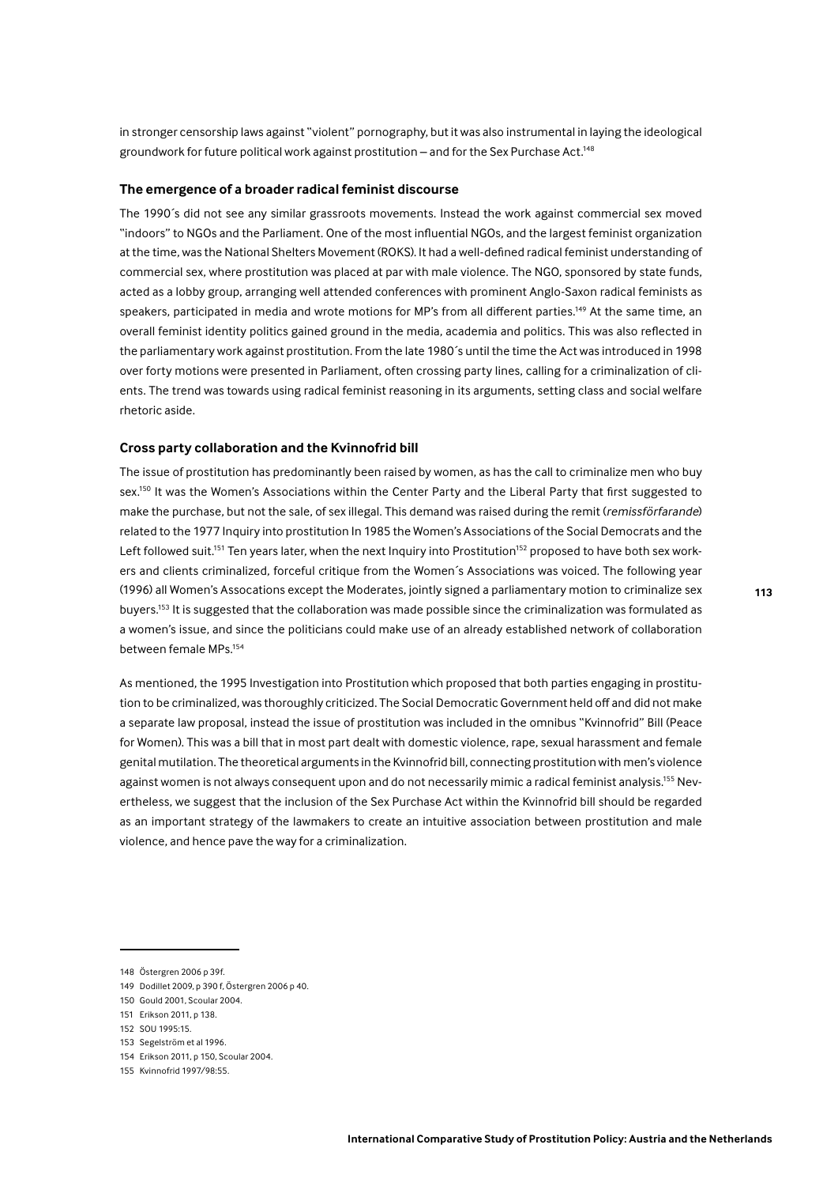in stronger censorship laws against "violent" pornography, but it was also instrumental in laying the ideological groundwork for future political work against prostitution – and for the Sex Purchase Act.[148]

### The emergence of a broader radical feminist discourse

The 1990´s did not see any similar grassroots movements. Instead the work against commercial sex moved "indoors" to NGOs and the Parliament. One of the most influential NGOs, and the largest feminist organization at the time, was the National Shelters Movement (ROKS). It had a well-defined radical feminist understanding of commercial sex, where prostitution was placed at par with male violence. The NGO, sponsored by state funds, acted as a lobby group, arranging well attended conferences with prominent Anglo-Saxon radical feminists as speakers, participated in media and wrote motions for MP's from all different parties.[149] At the same time, an overall feminist identity politics gained ground in the media, academia and politics. This was also reflected in the parliamentary work against prostitution. From the late 1980´s until the time the Act was introduced in 1998 over forty motions were presented in Parliament, often crossing party lines, calling for a criminalization of clients. The trend was towards using radical feminist reasoning in its arguments, setting class and social welfare rhetoric aside.

### Cross party collaboration and the Kvinnofrid bill

The issue of prostitution has predominantly been raised by women, as has the call to criminalize men who buy sex.[150] It was the Women's Associations within the Center Party and the Liberal Party that first suggested to make the purchase, but not the sale, of sex illegal. This demand was raised during the remit (*remissförfarande*) related to the 1977 Inquiry into prostitution In 1985 the Women's Associations of the Social Democrats and the Left followed suit.[151] Ten years later, when the next Inquiry into Prostitution[152] proposed to have both sex workers and clients criminalized, forceful critique from the Women´s Associations was voiced. The following year (1996) all Women's Assocations except the Moderates, jointly signed a parliamentary motion to criminalize sex buyers.[153] It is suggested that the collaboration was made possible since the criminalization was formulated as a women's issue, and since the politicians could make use of an already established network of collaboration between female MPs.[154]

As mentioned, the 1995 Investigation into Prostitution which proposed that both parties engaging in prostitution to be criminalized, was thoroughly criticized. The Social Democratic Government held off and did not make a separate law proposal, instead the issue of prostitution was included in the omnibus "Kvinnofrid" Bill (Peace for Women). This was a bill that in most part dealt with domestic violence, rape, sexual harassment and female genital mutilation. The theoretical arguments in the Kvinnofrid bill, connecting prostitution with men's violence against women is not always consequent upon and do not necessarily mimic a radical feminist analysis.[155] Nevertheless, we suggest that the inclusion of the Sex Purchase Act within the Kvinnofrid bill should be regarded as an important strategy of the lawmakers to create an intuitive association between prostitution and male violence, and hence pave the way for a criminalization.

---

148 Östergren 2006 p 39f.

149 Dodillet 2009, p 390 f, Östergren 2006 p 40.

150 Gould 2001, Scoular 2004.

151 Erikson 2011, p 138.

152 SOU 1995:15.

153 Segelström et al 1996.

154 Erikson 2011, p 150, Scoular 2004.

155 Kvinnofrid 1997/98:55.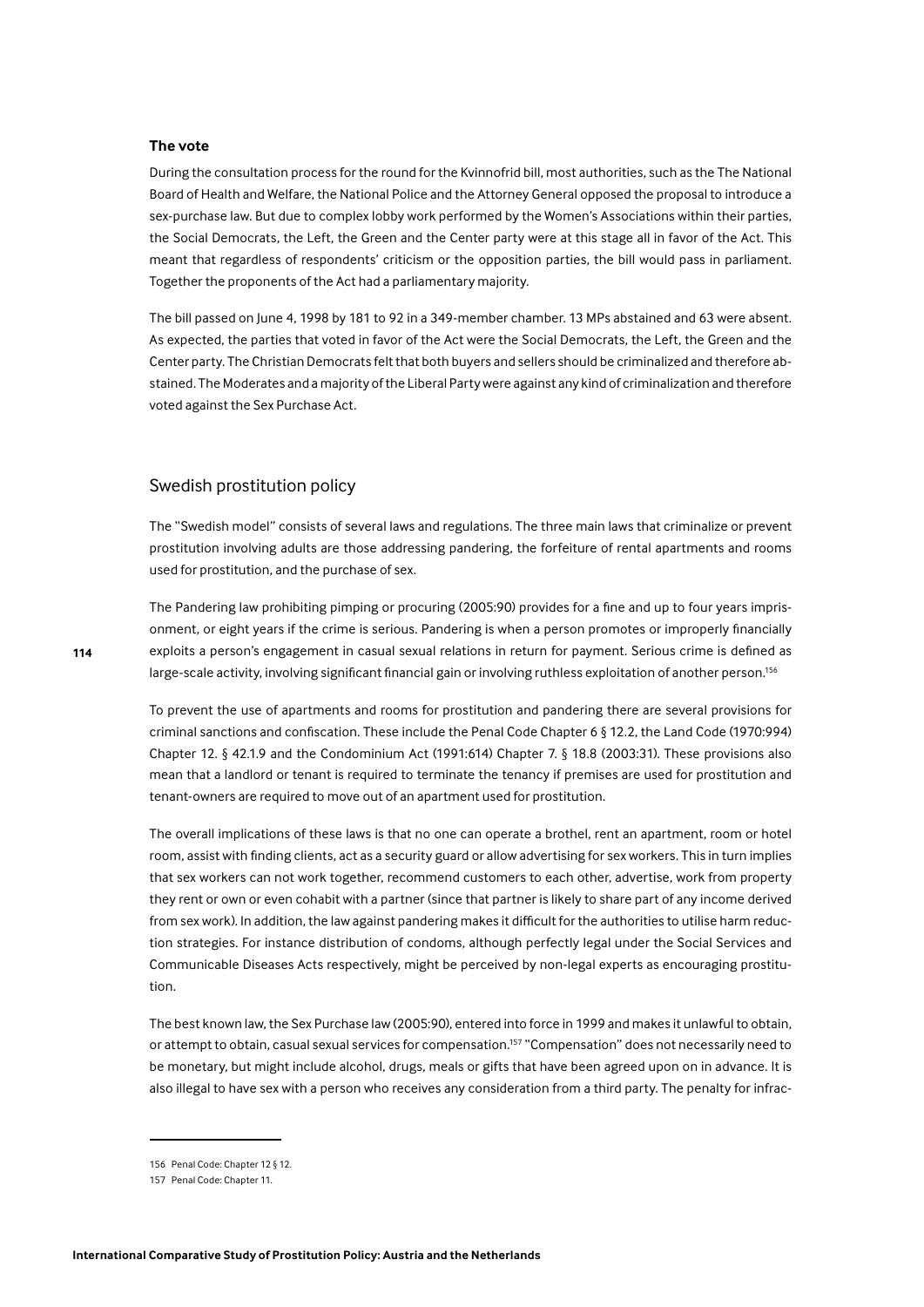### The vote

During the consultation process for the round for the Kvinnofrid bill, most authorities, such as the The National Board of Health and Welfare, the National Police and the Attorney General opposed the proposal to introduce a sex-purchase law. But due to complex lobby work performed by the Women's Associations within their parties, the Social Democrats, the Left, the Green and the Center party were at this stage all in favor of the Act. This meant that regardless of respondents' criticism or the opposition parties, the bill would pass in parliament. Together the proponents of the Act had a parliamentary majority.

The bill passed on June 4, 1998 by 181 to 92 in a 349-member chamber. 13 MPs abstained and 63 were absent. As expected, the parties that voted in favor of the Act were the Social Democrats, the Left, the Green and the Center party. The Christian Democrats felt that both buyers and sellers should be criminalized and therefore abstained. The Moderates and a majority of the Liberal Party were against any kind of criminalization and therefore voted against the Sex Purchase Act.

## Swedish prostitution policy

The "Swedish model" consists of several laws and regulations. The three main laws that criminalize or prevent prostitution involving adults are those addressing pandering, the forfeiture of rental apartments and rooms used for prostitution, and the purchase of sex.

The Pandering law prohibiting pimping or procuring (2005:90) provides for a fine and up to four years imprisonment, or eight years if the crime is serious. Pandering is when a person promotes or improperly financially exploits a person's engagement in casual sexual relations in return for payment. Serious crime is defined as large-scale activity, involving significant financial gain or involving ruthless exploitation of another person.[156]

To prevent the use of apartments and rooms for prostitution and pandering there are several provisions for criminal sanctions and confiscation. These include the Penal Code Chapter 6 § 12.2, the Land Code (1970:994) Chapter 12. § 42.1.9 and the Condominium Act (1991:614) Chapter 7. § 18.8 (2003:31). These provisions also mean that a landlord or tenant is required to terminate the tenancy if premises are used for prostitution and tenant-owners are required to move out of an apartment used for prostitution.

The overall implications of these laws is that no one can operate a brothel, rent an apartment, room or hotel room, assist with finding clients, act as a security guard or allow advertising for sex workers. This in turn implies that sex workers can not work together, recommend customers to each other, advertise, work from property they rent or own or even cohabit with a partner (since that partner is likely to share part of any income derived from sex work). In addition, the law against pandering makes it difficult for the authorities to utilise harm reduction strategies. For instance distribution of condoms, although perfectly legal under the Social Services and Communicable Diseases Acts respectively, might be perceived by non-legal experts as encouraging prostitution.

The best known law, the Sex Purchase law (2005:90), entered into force in 1999 and makes it unlawful to obtain, or attempt to obtain, casual sexual services for compensation.[157] "Compensation" does not necessarily need to be monetary, but might include alcohol, drugs, meals or gifts that have been agreed upon on in advance. It is also illegal to have sex with a person who receives any consideration from a third party. The penalty for infrac-

---

156 Penal Code: Chapter 12 § 12.

157 Penal Code: Chapter 11.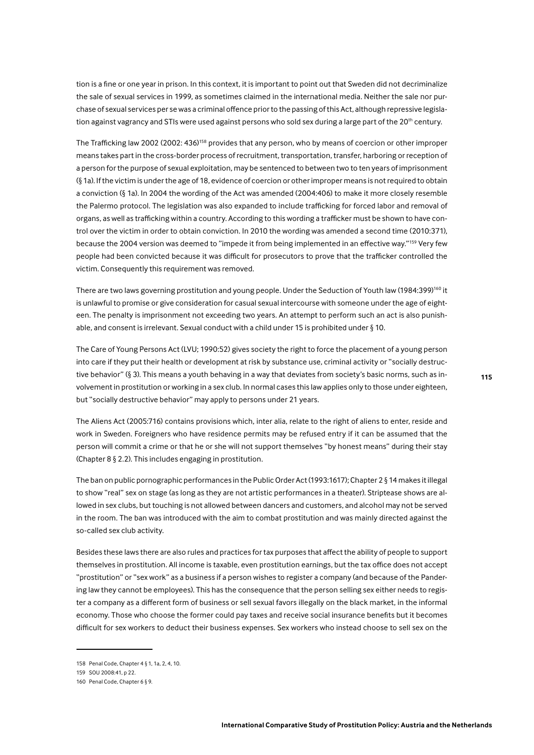tion is a fine or one year in prison. In this context, it is important to point out that Sweden did not decriminalize the sale of sexual services in 1999, as sometimes claimed in the international media. Neither the sale nor purchase of sexual services per se was a criminal offence prior to the passing of this Act, although repressive legislation against vagrancy and STIs were used against persons who sold sex during a large part of the 20th century.

The Trafficking law 2002 (2002: 436)[158] provides that any person, who by means of coercion or other improper means takes part in the cross-border process of recruitment, transportation, transfer, harboring or reception of a person for the purpose of sexual exploitation, may be sentenced to between two to ten years of imprisonment (§ 1a). If the victim is under the age of 18, evidence of coercion or other improper means is not required to obtain a conviction (§ 1a). In 2004 the wording of the Act was amended (2004:406) to make it more closely resemble the Palermo protocol. The legislation was also expanded to include trafficking for forced labor and removal of organs, as well as trafficking within a country. According to this wording a trafficker must be shown to have control over the victim in order to obtain conviction. In 2010 the wording was amended a second time (2010:371), because the 2004 version was deemed to "impede it from being implemented in an effective way."[159] Very few people had been convicted because it was difficult for prosecutors to prove that the trafficker controlled the victim. Consequently this requirement was removed.

There are two laws governing prostitution and young people. Under the Seduction of Youth law (1984:399)[160] it is unlawful to promise or give consideration for casual sexual intercourse with someone under the age of eighteen. The penalty is imprisonment not exceeding two years. An attempt to perform such an act is also punishable, and consent is irrelevant. Sexual conduct with a child under 15 is prohibited under § 10.

The Care of Young Persons Act (LVU; 1990:52) gives society the right to force the placement of a young person into care if they put their health or development at risk by substance use, criminal activity or "socially destructive behavior" (§ 3). This means a youth behaving in a way that deviates from society's basic norms, such as involvement in prostitution or working in a sex club. In normal cases this law applies only to those under eighteen, but "socially destructive behavior" may apply to persons under 21 years.

The Aliens Act (2005:716) contains provisions which, inter alia, relate to the right of aliens to enter, reside and work in Sweden. Foreigners who have residence permits may be refused entry if it can be assumed that the person will commit a crime or that he or she will not support themselves "by honest means" during their stay (Chapter 8 § 2.2). This includes engaging in prostitution.

The ban on public pornographic performances in the Public Order Act (1993:1617); Chapter 2 § 14 makes it illegal to show "real" sex on stage (as long as they are not artistic performances in a theater). Striptease shows are allowed in sex clubs, but touching is not allowed between dancers and customers, and alcohol may not be served in the room. The ban was introduced with the aim to combat prostitution and was mainly directed against the so-called sex club activity.

Besides these laws there are also rules and practices for tax purposes that affect the ability of people to support themselves in prostitution. All income is taxable, even prostitution earnings, but the tax office does not accept "prostitution" or "sex work" as a business if a person wishes to register a company (and because of the Pandering law they cannot be employees). This has the consequence that the person selling sex either needs to register a company as a different form of business or sell sexual favors illegally on the black market, in the informal economy. Those who choose the former could pay taxes and receive social insurance benefits but it becomes difficult for sex workers to deduct their business expenses. Sex workers who instead choose to sell sex on the

158 Penal Code, Chapter 4 § 1, 1a, 2, 4, 10.

159 SOU 2008:41, p 22.

160 Penal Code, Chapter 6 § 9.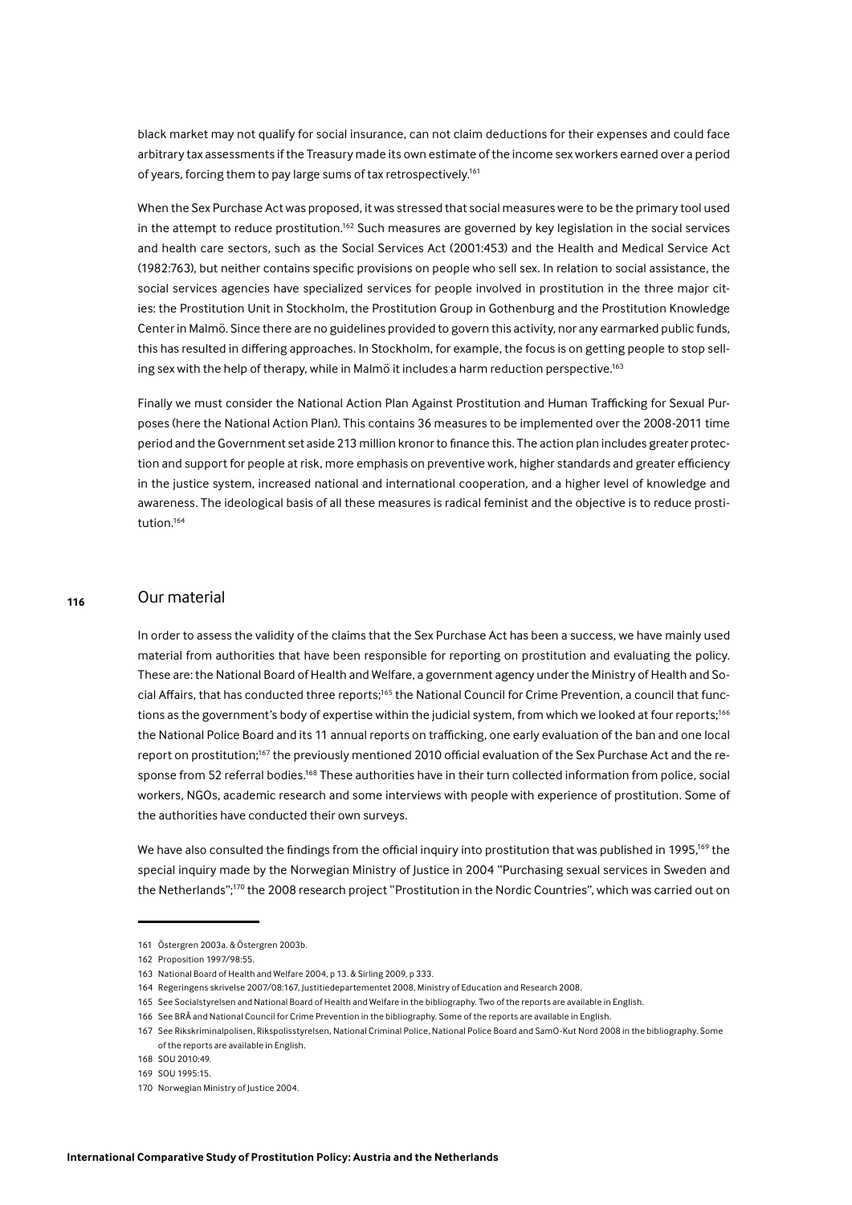black market may not qualify for social insurance, can not claim deductions for their expenses and could face arbitrary tax assessments if the Treasury made its own estimate of the income sex workers earned over a period of years, forcing them to pay large sums of tax retrospectively.[161]

When the Sex Purchase Act was proposed, it was stressed that social measures were to be the primary tool used in the attempt to reduce prostitution.[162] Such measures are governed by key legislation in the social services and health care sectors, such as the Social Services Act (2001:453) and the Health and Medical Service Act (1982:763), but neither contains specific provisions on people who sell sex. In relation to social assistance, the social services agencies have specialized services for people involved in prostitution in the three major cities: the Prostitution Unit in Stockholm, the Prostitution Group in Gothenburg and the Prostitution Knowledge Center in Malmö. Since there are no guidelines provided to govern this activity, nor any earmarked public funds, this has resulted in differing approaches. In Stockholm, for example, the focus is on getting people to stop selling sex with the help of therapy, while in Malmö it includes a harm reduction perspective.[163]

Finally we must consider the National Action Plan Against Prostitution and Human Trafficking for Sexual Purposes (here the National Action Plan). This contains 36 measures to be implemented over the 2008-2011 time period and the Government set aside 213 million kronor to finance this. The action plan includes greater protection and support for people at risk, more emphasis on preventive work, higher standards and greater efficiency in the justice system, increased national and international cooperation, and a higher level of knowledge and awareness. The ideological basis of all these measures is radical feminist and the objective is to reduce prostitution.[164]

## Our material

In order to assess the validity of the claims that the Sex Purchase Act has been a success, we have mainly used material from authorities that have been responsible for reporting on prostitution and evaluating the policy. These are: the National Board of Health and Welfare, a government agency under the Ministry of Health and Social Affairs, that has conducted three reports;[165] the National Council for Crime Prevention, a council that functions as the government's body of expertise within the judicial system, from which we looked at four reports;[166] the National Police Board and its 11 annual reports on trafficking, one early evaluation of the ban and one local report on prostitution;[167] the previously mentioned 2010 official evaluation of the Sex Purchase Act and the response from 52 referral bodies.[168] These authorities have in their turn collected information from police, social workers, NGOs, academic research and some interviews with people with experience of prostitution. Some of the authorities have conducted their own surveys.

We have also consulted the findings from the official inquiry into prostitution that was published in 1995,[169] the special inquiry made by the Norwegian Ministry of Justice in 2004 "Purchasing sexual services in Sweden and the Netherlands";[170] the 2008 research project "Prostitution in the Nordic Countries", which was carried out on

161 Östergren 2003a. & Östergren 2003b.

162 Proposition 1997/98:55.

163 National Board of Health and Welfare 2004, p 13. & Sirling 2009, p 333.

164 Regeringens skrivelse 2007/08:167, Justitiedepartementet 2008, Ministry of Education and Research 2008.

165 See Socialstyrelsen and National Board of Health and Welfare in the bibliography. Two of the reports are available in English.

166 See BRÅ and National Council for Crime Prevention in the bibliography. Some of the reports are available in English.

167 See Rikskriminalpolisen, Rikspolisstyrelsen, National Criminal Police, National Police Board and SamO-Kut Nord 2008 in the bibliography. Some of the reports are available in English.

168 SOU 2010:49.

169 SOU 1995:15.

170 Norwegian Ministry of Justice 2004.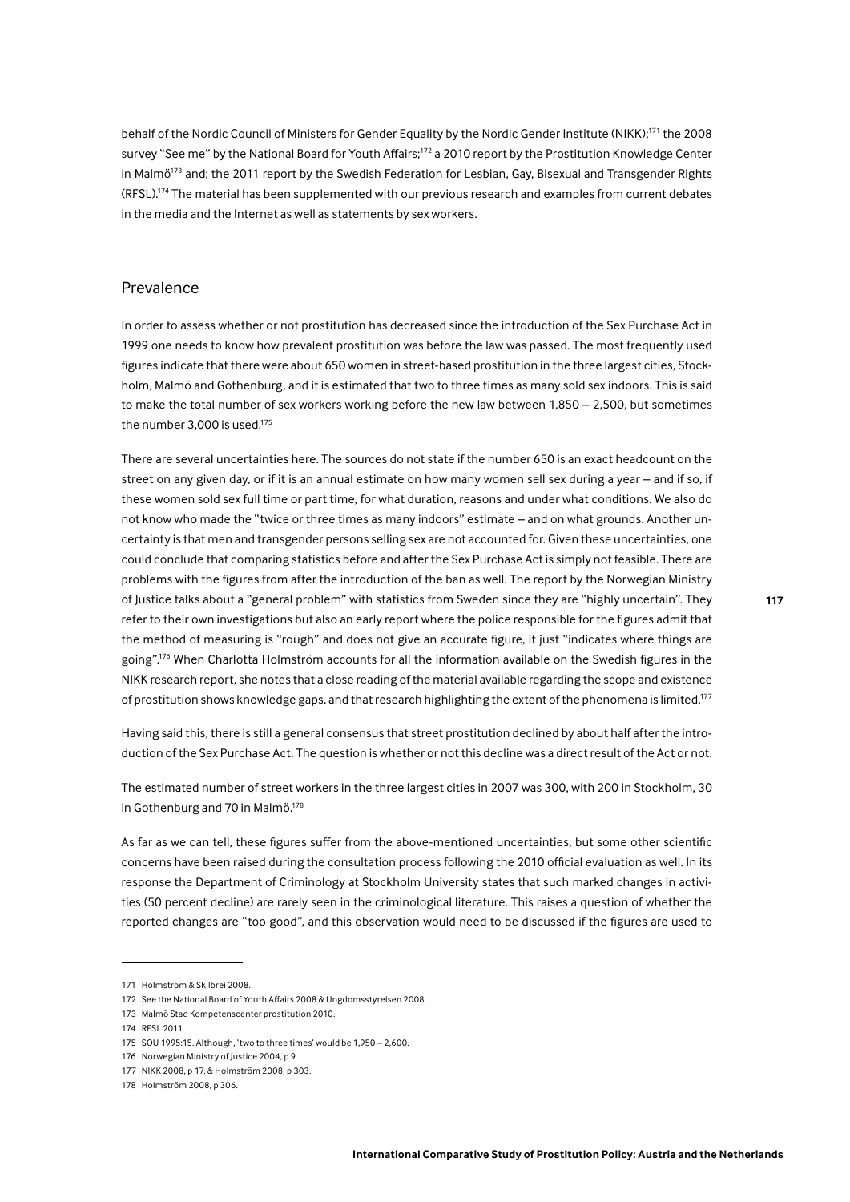behalf of the Nordic Council of Ministers for Gender Equality by the Nordic Gender Institute (NIKK);[171] the 2008 survey "See me" by the National Board for Youth Affairs;[172] a 2010 report by the Prostitution Knowledge Center in Malmö[173] and; the 2011 report by the Swedish Federation for Lesbian, Gay, Bisexual and Transgender Rights (RFSL).[174] The material has been supplemented with our previous research and examples from current debates in the media and the Internet as well as statements by sex workers.

## Prevalence

In order to assess whether or not prostitution has decreased since the introduction of the Sex Purchase Act in 1999 one needs to know how prevalent prostitution was before the law was passed. The most frequently used figures indicate that there were about 650 women in street-based prostitution in the three largest cities, Stockholm, Malmö and Gothenburg, and it is estimated that two to three times as many sold sex indoors. This is said to make the total number of sex workers working before the new law between 1,850 – 2,500, but sometimes the number 3,000 is used.[175]

There are several uncertainties here. The sources do not state if the number 650 is an exact headcount on the street on any given day, or if it is an annual estimate on how many women sell sex during a year – and if so, if these women sold sex full time or part time, for what duration, reasons and under what conditions. We also do not know who made the "twice or three times as many indoors" estimate – and on what grounds. Another uncertainty is that men and transgender persons selling sex are not accounted for. Given these uncertainties, one could conclude that comparing statistics before and after the Sex Purchase Act is simply not feasible. There are problems with the figures from after the introduction of the ban as well. The report by the Norwegian Ministry of Justice talks about a "general problem" with statistics from Sweden since they are "highly uncertain". They refer to their own investigations but also an early report where the police responsible for the figures admit that the method of measuring is "rough" and does not give an accurate figure, it just "indicates where things are going".[176] When Charlotta Holmström accounts for all the information available on the Swedish figures in the NIKK research report, she notes that a close reading of the material available regarding the scope and existence of prostitution shows knowledge gaps, and that research highlighting the extent of the phenomena is limited.[177]

Having said this, there is still a general consensus that street prostitution declined by about half after the introduction of the Sex Purchase Act. The question is whether or not this decline was a direct result of the Act or not.

The estimated number of street workers in the three largest cities in 2007 was 300, with 200 in Stockholm, 30 in Gothenburg and 70 in Malmö.[178]

As far as we can tell, these figures suffer from the above-mentioned uncertainties, but some other scientific concerns have been raised during the consultation process following the 2010 official evaluation as well. In its response the Department of Criminology at Stockholm University states that such marked changes in activities (50 percent decline) are rarely seen in the criminological literature. This raises a question of whether the reported changes are "too good", and this observation would need to be discussed if the figures are used to

---

171 Holmström & Skilbrei 2008.

172 See the National Board of Youth Affairs 2008 & Ungdomsstyrelsen 2008.

173 Malmö Stad Kompetenscenter prostitution 2010.

174 RFSL 2011.

175 SOU 1995:15. Although, 'two to three times' would be 1,950 – 2,600.

176 Norwegian Ministry of Justice 2004, p 9.

177 NIKK 2008, p 17. & Holmström 2008, p 303.

178 Holmström 2008, p 306.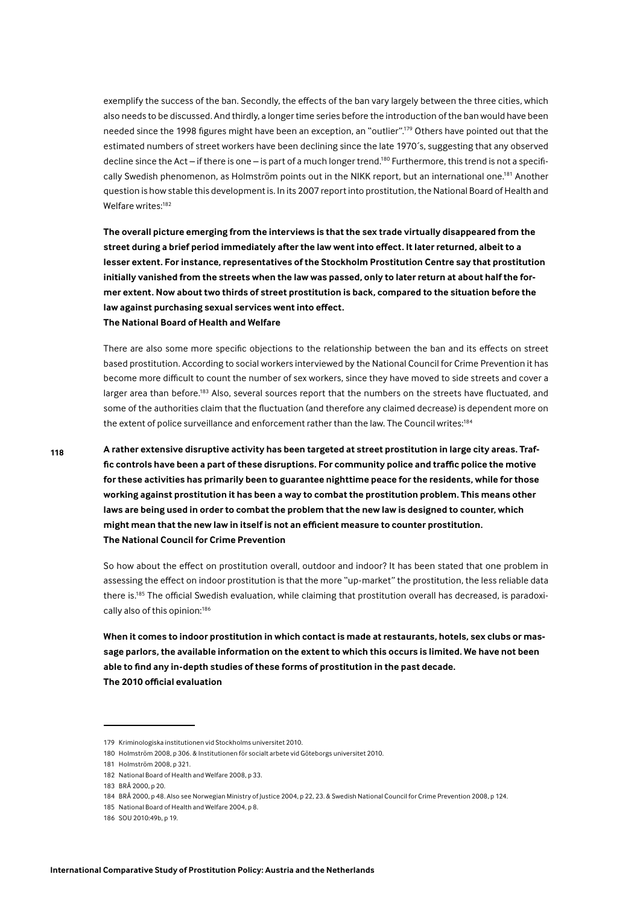exemplify the success of the ban. Secondly, the effects of the ban vary largely between the three cities, which also needs to be discussed. And thirdly, a longer time series before the introduction of the ban would have been needed since the 1998 figures might have been an exception, an "outlier".[179] Others have pointed out that the estimated numbers of street workers have been declining since the late 1970´s, suggesting that any observed decline since the Act – if there is one – is part of a much longer trend.[180] Furthermore, this trend is not a specifically Swedish phenomenon, as Holmström points out in the NIKK report, but an international one.[181] Another question is how stable this development is. In its 2007 report into prostitution, the National Board of Health and Welfare writes:[182]

**The overall picture emerging from the interviews is that the sex trade virtually disappeared from the street during a brief period immediately after the law went into effect. It later returned, albeit to a lesser extent. For instance, representatives of the Stockholm Prostitution Centre say that prostitution initially vanished from the streets when the law was passed, only to later return at about half the former extent. Now about two thirds of street prostitution is back, compared to the situation before the law against purchasing sexual services went into effect.**
**The National Board of Health and Welfare**

There are also some more specific objections to the relationship between the ban and its effects on street based prostitution. According to social workers interviewed by the National Council for Crime Prevention it has become more difficult to count the number of sex workers, since they have moved to side streets and cover a larger area than before.[183] Also, several sources report that the numbers on the streets have fluctuated, and some of the authorities claim that the fluctuation (and therefore any claimed decrease) is dependent more on the extent of police surveillance and enforcement rather than the law. The Council writes:[184]

**A rather extensive disruptive activity has been targeted at street prostitution in large city areas. Traffic controls have been a part of these disruptions. For community police and traffic police the motive for these activities has primarily been to guarantee nighttime peace for the residents, while for those working against prostitution it has been a way to combat the prostitution problem. This means other laws are being used in order to combat the problem that the new law is designed to counter, which might mean that the new law in itself is not an efficient measure to counter prostitution.**
**The National Council for Crime Prevention**

So how about the effect on prostitution overall, outdoor and indoor? It has been stated that one problem in assessing the effect on indoor prostitution is that the more "up-market" the prostitution, the less reliable data there is.[185] The official Swedish evaluation, while claiming that prostitution overall has decreased, is paradoxically also of this opinion:[186]

**When it comes to indoor prostitution in which contact is made at restaurants, hotels, sex clubs or massage parlors, the available information on the extent to which this occurs is limited. We have not been able to find any in-depth studies of these forms of prostitution in the past decade.**
**The 2010 official evaluation**

---

179 Kriminologiska institutionen vid Stockholms universitet 2010.

180 Holmström 2008, p 306. & Institutionen för socialt arbete vid Göteborgs universitet 2010.

181 Holmström 2008, p 321.

182 National Board of Health and Welfare 2008, p 33.

183 BRÅ 2000, p 20.

184 BRÅ 2000, p 48. Also see Norwegian Ministry of Justice 2004, p 22, 23. & Swedish National Council for Crime Prevention 2008, p 124.

185 National Board of Health and Welfare 2004, p 8.

186 SOU 2010:49b, p 19.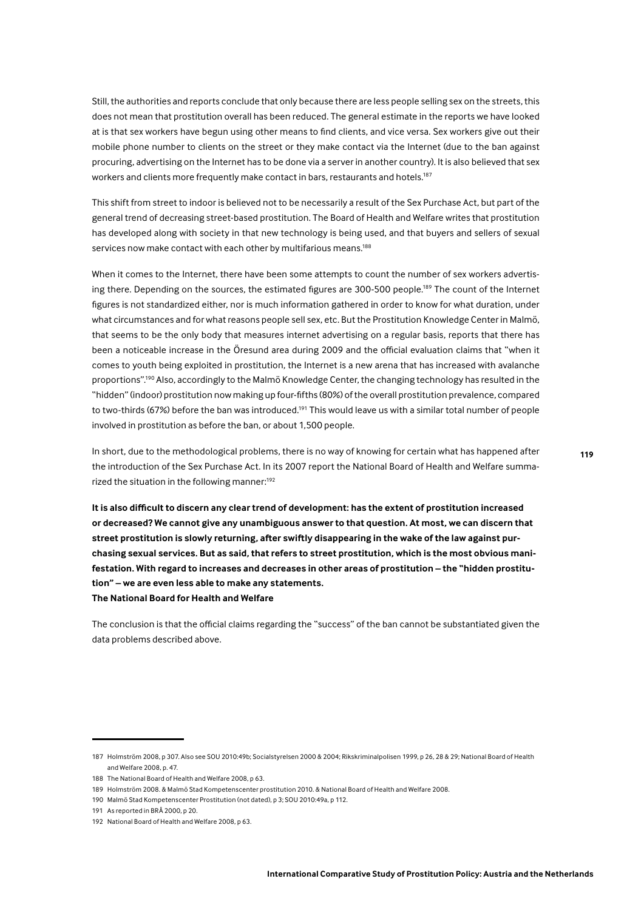Still, the authorities and reports conclude that only because there are less people selling sex on the streets, this does not mean that prostitution overall has been reduced. The general estimate in the reports we have looked at is that sex workers have begun using other means to find clients, and vice versa. Sex workers give out their mobile phone number to clients on the street or they make contact via the Internet (due to the ban against procuring, advertising on the Internet has to be done via a server in another country). It is also believed that sex workers and clients more frequently make contact in bars, restaurants and hotels.[187]

This shift from street to indoor is believed not to be necessarily a result of the Sex Purchase Act, but part of the general trend of decreasing street-based prostitution. The Board of Health and Welfare writes that prostitution has developed along with society in that new technology is being used, and that buyers and sellers of sexual services now make contact with each other by multifarious means.[188]

When it comes to the Internet, there have been some attempts to count the number of sex workers advertising there. Depending on the sources, the estimated figures are 300-500 people.[189] The count of the Internet figures is not standardized either, nor is much information gathered in order to know for what duration, under what circumstances and for what reasons people sell sex, etc. But the Prostitution Knowledge Center in Malmö, that seems to be the only body that measures internet advertising on a regular basis, reports that there has been a noticeable increase in the Öresund area during 2009 and the official evaluation claims that "when it comes to youth being exploited in prostitution, the Internet is a new arena that has increased with avalanche proportions".[190] Also, accordingly to the Malmö Knowledge Center, the changing technology has resulted in the "hidden" (indoor) prostitution now making up four-fifths (80%) of the overall prostitution prevalence, compared to two-thirds (67%) before the ban was introduced.[191] This would leave us with a similar total number of people involved in prostitution as before the ban, or about 1,500 people.

In short, due to the methodological problems, there is no way of knowing for certain what has happened after the introduction of the Sex Purchase Act. In its 2007 report the National Board of Health and Welfare summarized the situation in the following manner:[192]

**It is also difficult to discern any clear trend of development: has the extent of prostitution increased or decreased? We cannot give any unambiguous answer to that question. At most, we can discern that street prostitution is slowly returning, after swiftly disappearing in the wake of the law against purchasing sexual services. But as said, that refers to street prostitution, which is the most obvious manifestation. With regard to increases and decreases in other areas of prostitution – the "hidden prostitution" – we are even less able to make any statements.**
**The National Board for Health and Welfare**

The conclusion is that the official claims regarding the "success" of the ban cannot be substantiated given the data problems described above.

---

187 Holmström 2008, p 307. Also see SOU 2010:49b; Socialstyrelsen 2000 & 2004; Rikskriminalpolisen 1999, p 26, 28 & 29; National Board of Health and Welfare 2008, p. 47.

188 The National Board of Health and Welfare 2008, p 63.

189 Holmström 2008. & Malmö Stad Kompetenscenter prostitution 2010. & National Board of Health and Welfare 2008.

190 Malmö Stad Kompetenscenter Prostitution (not dated), p 3; SOU 2010:49a, p 112.

191 As reported in BRÅ 2000, p 20.

192 National Board of Health and Welfare 2008, p 63.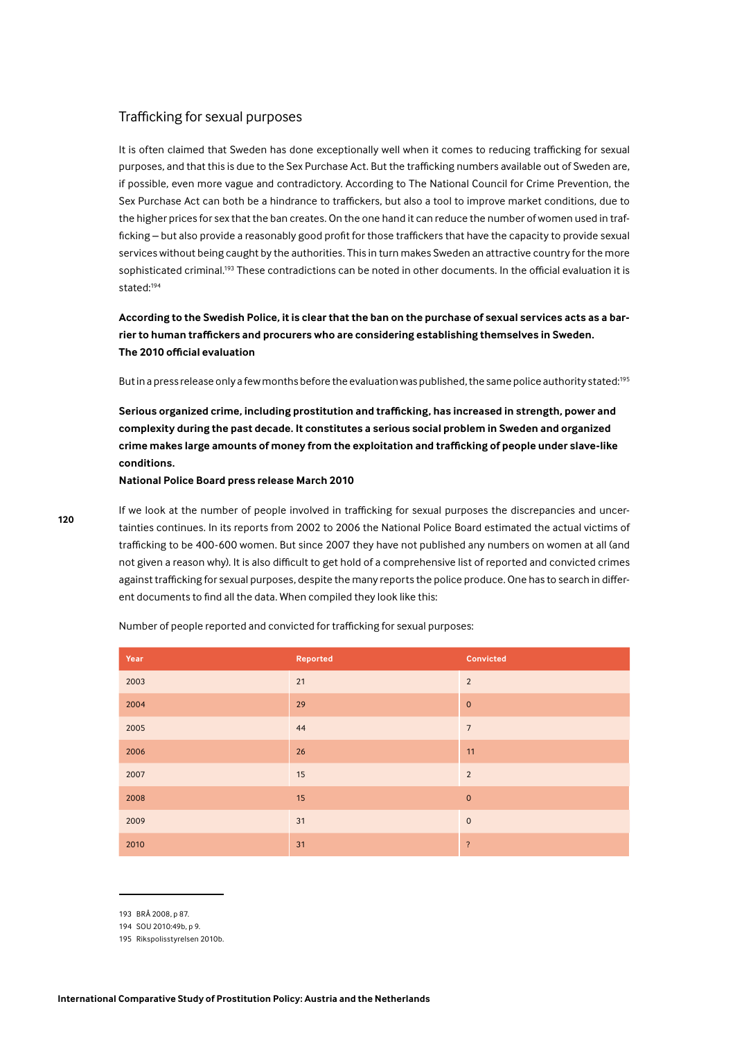## Trafficking for sexual purposes

It is often claimed that Sweden has done exceptionally well when it comes to reducing trafficking for sexual purposes, and that this is due to the Sex Purchase Act. But the trafficking numbers available out of Sweden are, if possible, even more vague and contradictory. According to The National Council for Crime Prevention, the Sex Purchase Act can both be a hindrance to traffickers, but also a tool to improve market conditions, due to the higher prices for sex that the ban creates. On the one hand it can reduce the number of women used in trafficking – but also provide a reasonably good profit for those traffickers that have the capacity to provide sexual services without being caught by the authorities. This in turn makes Sweden an attractive country for the more sophisticated criminal.[193] These contradictions can be noted in other documents. In the official evaluation it is stated:[194]

**According to the Swedish Police, it is clear that the ban on the purchase of sexual services acts as a barrier to human traffickers and procurers who are considering establishing themselves in Sweden.**
**The 2010 official evaluation**

But in a press release only a few months before the evaluation was published, the same police authority stated:[195]

**Serious organized crime, including prostitution and trafficking, has increased in strength, power and complexity during the past decade. It constitutes a serious social problem in Sweden and organized crime makes large amounts of money from the exploitation and trafficking of people under slave-like conditions.**
**National Police Board press release March 2010**

If we look at the number of people involved in trafficking for sexual purposes the discrepancies and uncertainties continues. In its reports from 2002 to 2006 the National Police Board estimated the actual victims of trafficking to be 400-600 women. But since 2007 they have not published any numbers on women at all (and not given a reason why). It is also difficult to get hold of a comprehensive list of reported and convicted crimes against trafficking for sexual purposes, despite the many reports the police produce. One has to search in different documents to find all the data. When compiled they look like this:

Number of people reported and convicted for trafficking for sexual purposes:

| Year | Reported | Convicted |
|---|---|---|
| 2003 | 21 | 2 |
| 2004 | 29 | 0 |
| 2005 | 44 | 7 |
| 2006 | 26 | 11 |
| 2007 | 15 | 2 |
| 2008 | 15 | 0 |
| 2009 | 31 | 0 |
| 2010 | 31 | ? |

193 BRÅ 2008, p 87.
194 SOU 2010:49b, p 9.
195 Rikspolisstyrelsen 2010b.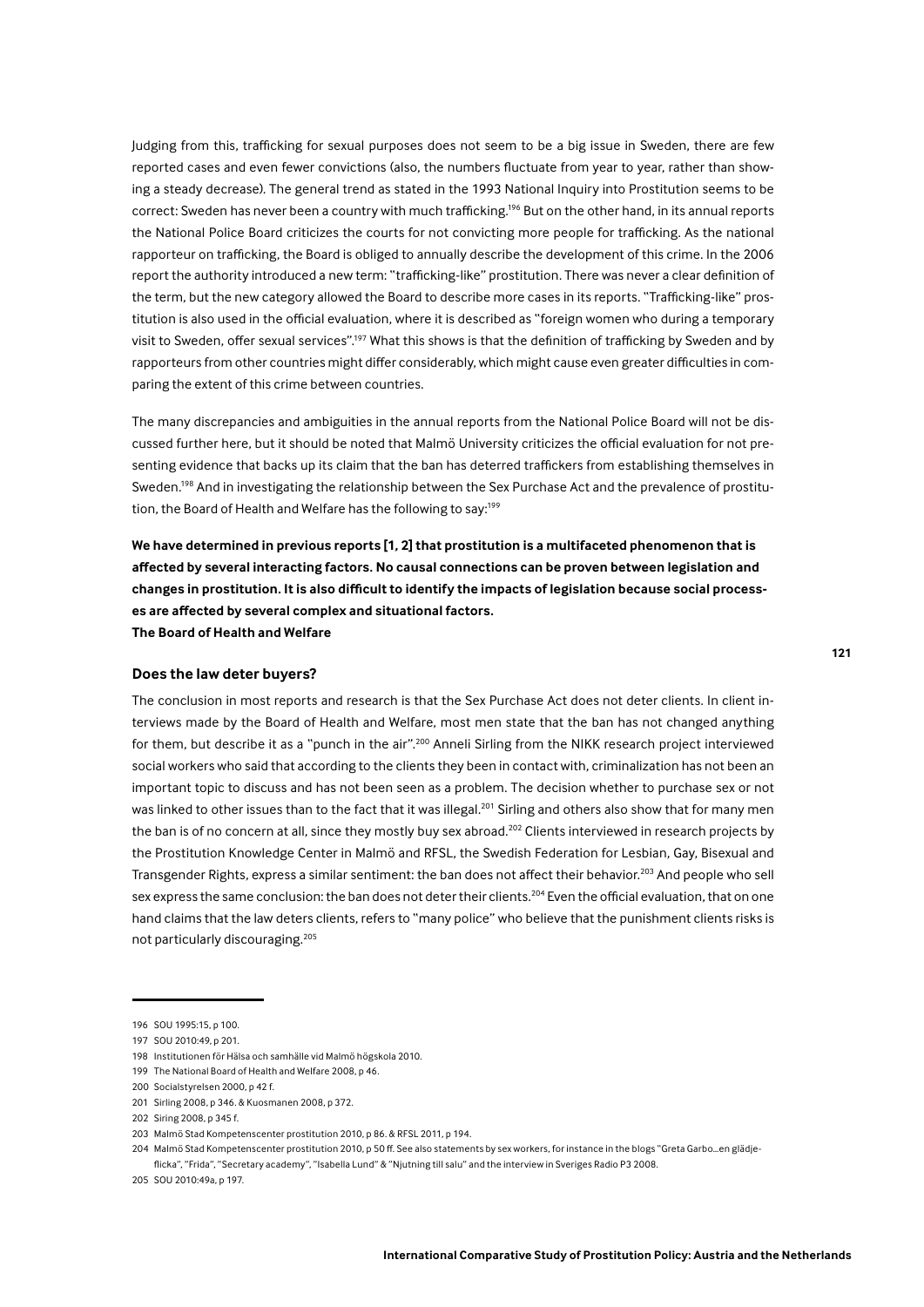Judging from this, trafficking for sexual purposes does not seem to be a big issue in Sweden, there are few reported cases and even fewer convictions (also, the numbers fluctuate from year to year, rather than showing a steady decrease). The general trend as stated in the 1993 National Inquiry into Prostitution seems to be correct: Sweden has never been a country with much trafficking.[196] But on the other hand, in its annual reports the National Police Board criticizes the courts for not convicting more people for trafficking. As the national rapporteur on trafficking, the Board is obliged to annually describe the development of this crime. In the 2006 report the authority introduced a new term: "trafficking-like" prostitution. There was never a clear definition of the term, but the new category allowed the Board to describe more cases in its reports. "Trafficking-like" prostitution is also used in the official evaluation, where it is described as "foreign women who during a temporary visit to Sweden, offer sexual services".[197] What this shows is that the definition of trafficking by Sweden and by rapporteurs from other countries might differ considerably, which might cause even greater difficulties in comparing the extent of this crime between countries.

The many discrepancies and ambiguities in the annual reports from the National Police Board will not be discussed further here, but it should be noted that Malmö University criticizes the official evaluation for not presenting evidence that backs up its claim that the ban has deterred traffickers from establishing themselves in Sweden.[198] And in investigating the relationship between the Sex Purchase Act and the prevalence of prostitution, the Board of Health and Welfare has the following to say:[199]

**We have determined in previous reports [1, 2] that prostitution is a multifaceted phenomenon that is affected by several interacting factors. No causal connections can be proven between legislation and changes in prostitution. It is also difficult to identify the impacts of legislation because social processes are affected by several complex and situational factors.**
**The Board of Health and Welfare**

### Does the law deter buyers?

The conclusion in most reports and research is that the Sex Purchase Act does not deter clients. In client interviews made by the Board of Health and Welfare, most men state that the ban has not changed anything for them, but describe it as a "punch in the air".[200] Anneli Sirling from the NIKK research project interviewed social workers who said that according to the clients they been in contact with, criminalization has not been an important topic to discuss and has not been seen as a problem. The decision whether to purchase sex or not was linked to other issues than to the fact that it was illegal.[201] Sirling and others also show that for many men the ban is of no concern at all, since they mostly buy sex abroad.[202] Clients interviewed in research projects by the Prostitution Knowledge Center in Malmö and RFSL, the Swedish Federation for Lesbian, Gay, Bisexual and Transgender Rights, express a similar sentiment: the ban does not affect their behavior.[203] And people who sell sex express the same conclusion: the ban does not deter their clients.[204] Even the official evaluation, that on one hand claims that the law deters clients, refers to "many police" who believe that the punishment clients risks is not particularly discouraging.[205]

---

196 SOU 1995:15, p 100.
197 SOU 2010:49, p 201.
198 Institutionen för Hälsa och samhälle vid Malmö högskola 2010.
199 The National Board of Health and Welfare 2008, p 46.
200 Socialstyrelsen 2000, p 42 f.
201 Sirling 2008, p 346. & Kuosmanen 2008, p 372.
202 Siring 2008, p 345 f.
203 Malmö Stad Kompetenscenter prostitution 2010, p 86. & RFSL 2011, p 194.
204 Malmö Stad Kompetenscenter prostitution 2010, p 50 ff. See also statements by sex workers, for instance in the blogs "Greta Garbo…en glädjeflicka", "Frida", "Secretary academy", "Isabella Lund" & "Njutning till salu" and the interview in Sveriges Radio P3 2008.
205 SOU 2010:49a, p 197.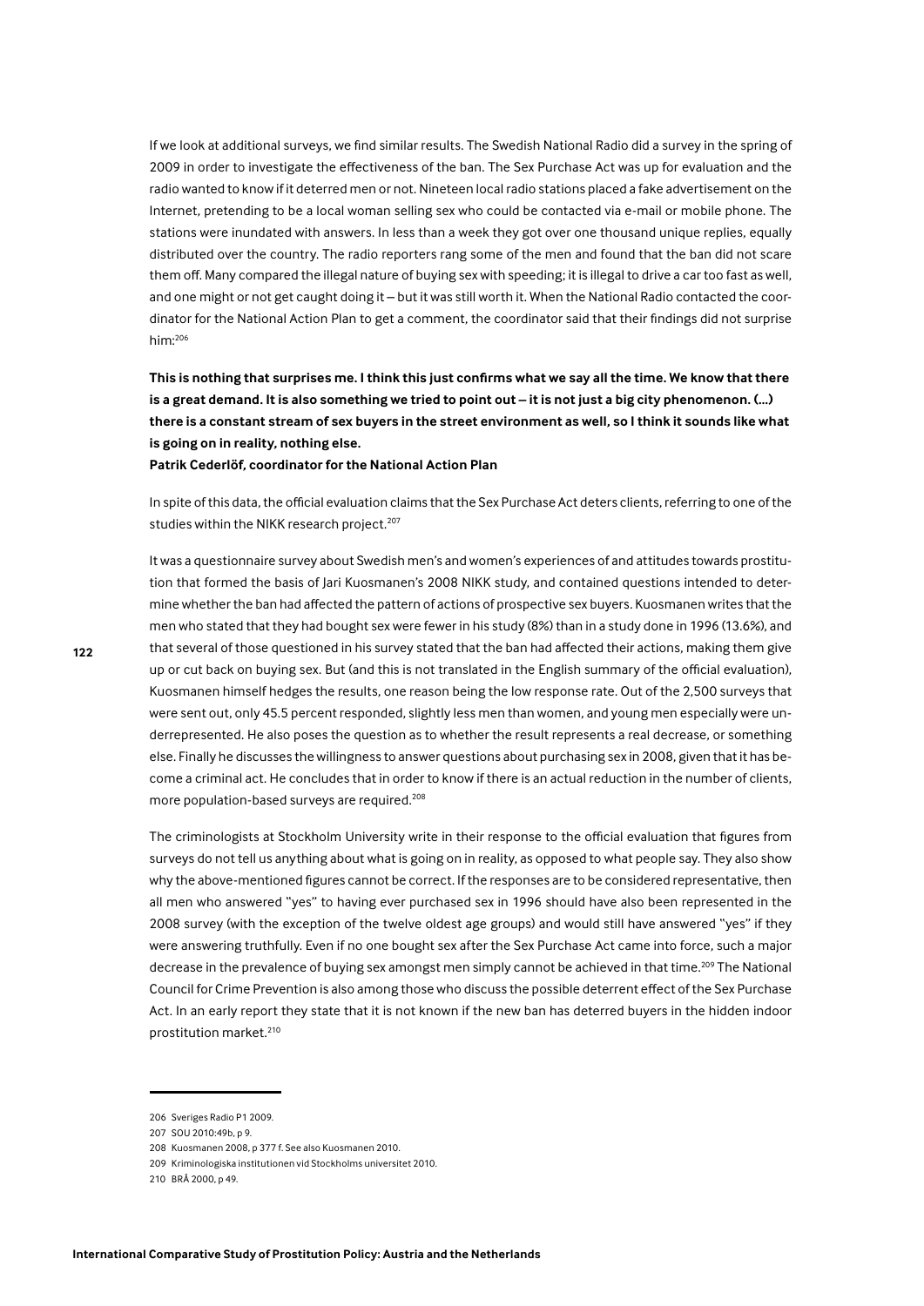If we look at additional surveys, we find similar results. The Swedish National Radio did a survey in the spring of 2009 in order to investigate the effectiveness of the ban. The Sex Purchase Act was up for evaluation and the radio wanted to know if it deterred men or not. Nineteen local radio stations placed a fake advertisement on the Internet, pretending to be a local woman selling sex who could be contacted via e-mail or mobile phone. The stations were inundated with answers. In less than a week they got over one thousand unique replies, equally distributed over the country. The radio reporters rang some of the men and found that the ban did not scare them off. Many compared the illegal nature of buying sex with speeding; it is illegal to drive a car too fast as well, and one might or not get caught doing it – but it was still worth it. When the National Radio contacted the coordinator for the National Action Plan to get a comment, the coordinator said that their findings did not surprise him:[206]

**This is nothing that surprises me. I think this just confirms what we say all the time. We know that there is a great demand. It is also something we tried to point out – it is not just a big city phenomenon. (…) there is a constant stream of sex buyers in the street environment as well, so I think it sounds like what is going on in reality, nothing else.**
**Patrik Cederlöf, coordinator for the National Action Plan**

In spite of this data, the official evaluation claims that the Sex Purchase Act deters clients, referring to one of the studies within the NIKK research project.[207]

It was a questionnaire survey about Swedish men's and women's experiences of and attitudes towards prostitution that formed the basis of Jari Kuosmanen's 2008 NIKK study, and contained questions intended to determine whether the ban had affected the pattern of actions of prospective sex buyers. Kuosmanen writes that the men who stated that they had bought sex were fewer in his study (8%) than in a study done in 1996 (13.6%), and that several of those questioned in his survey stated that the ban had affected their actions, making them give up or cut back on buying sex. But (and this is not translated in the English summary of the official evaluation), Kuosmanen himself hedges the results, one reason being the low response rate. Out of the 2,500 surveys that were sent out, only 45.5 percent responded, slightly less men than women, and young men especially were underrepresented. He also poses the question as to whether the result represents a real decrease, or something else. Finally he discusses the willingness to answer questions about purchasing sex in 2008, given that it has become a criminal act. He concludes that in order to know if there is an actual reduction in the number of clients, more population-based surveys are required.[208]

The criminologists at Stockholm University write in their response to the official evaluation that figures from surveys do not tell us anything about what is going on in reality, as opposed to what people say. They also show why the above-mentioned figures cannot be correct. If the responses are to be considered representative, then all men who answered "yes" to having ever purchased sex in 1996 should have also been represented in the 2008 survey (with the exception of the twelve oldest age groups) and would still have answered "yes" if they were answering truthfully. Even if no one bought sex after the Sex Purchase Act came into force, such a major decrease in the prevalence of buying sex amongst men simply cannot be achieved in that time.[209] The National Council for Crime Prevention is also among those who discuss the possible deterrent effect of the Sex Purchase Act. In an early report they state that it is not known if the new ban has deterred buyers in the hidden indoor prostitution market.[210]

---

206 Sveriges Radio P1 2009.
207 SOU 2010:49b, p 9.
208 Kuosmanen 2008, p 377 f. See also Kuosmanen 2010.
209 Kriminologiska institutionen vid Stockholms universitet 2010.
210 BRÅ 2000, p 49.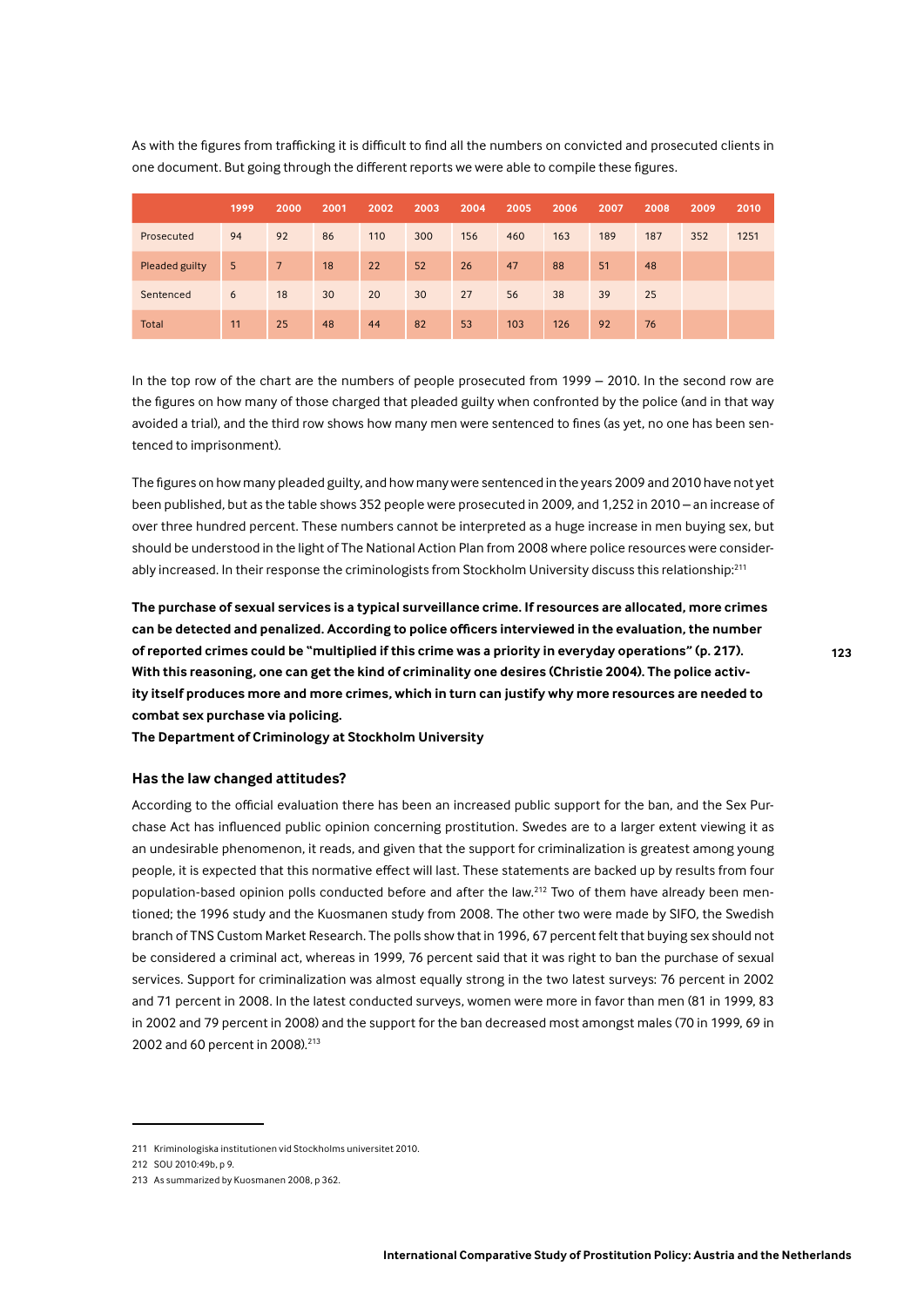As with the figures from trafficking it is difficult to find all the numbers on convicted and prosecuted clients in one document. But going through the different reports we were able to compile these figures.

| | 1999 | 2000 | 2001 | 2002 | 2003 | 2004 | 2005 | 2006 | 2007 | 2008 | 2009 | 2010 |
|---|---|---|---|---|---|---|---|---|---|---|---|---|
| Prosecuted | 94 | 92 | 86 | 110 | 300 | 156 | 460 | 163 | 189 | 187 | 352 | 1251 |
| Pleaded guilty | 5 | 7 | 18 | 22 | 52 | 26 | 47 | 88 | 51 | 48 | | |
| Sentenced | 6 | 18 | 30 | 20 | 30 | 27 | 56 | 38 | 39 | 25 | | |
| Total | 11 | 25 | 48 | 44 | 82 | 53 | 103 | 126 | 92 | 76 | | |

In the top row of the chart are the numbers of people prosecuted from 1999 – 2010. In the second row are the figures on how many of those charged that pleaded guilty when confronted by the police (and in that way avoided a trial), and the third row shows how many men were sentenced to fines (as yet, no one has been sentenced to imprisonment).

The figures on how many pleaded guilty, and how many were sentenced in the years 2009 and 2010 have not yet been published, but as the table shows 352 people were prosecuted in 2009, and 1,252 in 2010 – an increase of over three hundred percent. These numbers cannot be interpreted as a huge increase in men buying sex, but should be understood in the light of The National Action Plan from 2008 where police resources were considerably increased. In their response the criminologists from Stockholm University discuss this relationship:[211]

**The purchase of sexual services is a typical surveillance crime. If resources are allocated, more crimes can be detected and penalized. According to police officers interviewed in the evaluation, the number of reported crimes could be "multiplied if this crime was a priority in everyday operations" (p. 217). With this reasoning, one can get the kind of criminality one desires (Christie 2004). The police activity itself produces more and more crimes, which in turn can justify why more resources are needed to combat sex purchase via policing.**
**The Department of Criminology at Stockholm University**

### Has the law changed attitudes?

According to the official evaluation there has been an increased public support for the ban, and the Sex Purchase Act has influenced public opinion concerning prostitution. Swedes are to a larger extent viewing it as an undesirable phenomenon, it reads, and given that the support for criminalization is greatest among young people, it is expected that this normative effect will last. These statements are backed up by results from four population-based opinion polls conducted before and after the law.[212] Two of them have already been mentioned; the 1996 study and the Kuosmanen study from 2008. The other two were made by SIFO, the Swedish branch of TNS Custom Market Research. The polls show that in 1996, 67 percent felt that buying sex should not be considered a criminal act, whereas in 1999, 76 percent said that it was right to ban the purchase of sexual services. Support for criminalization was almost equally strong in the two latest surveys: 76 percent in 2002 and 71 percent in 2008. In the latest conducted surveys, women were more in favor than men (81 in 1999, 83 in 2002 and 79 percent in 2008) and the support for the ban decreased most amongst males (70 in 1999, 69 in 2002 and 60 percent in 2008).[213]

---

211 Kriminologiska institutionen vid Stockholms universitet 2010.

212 SOU 2010:49b, p 9.

213 As summarized by Kuosmanen 2008, p 362.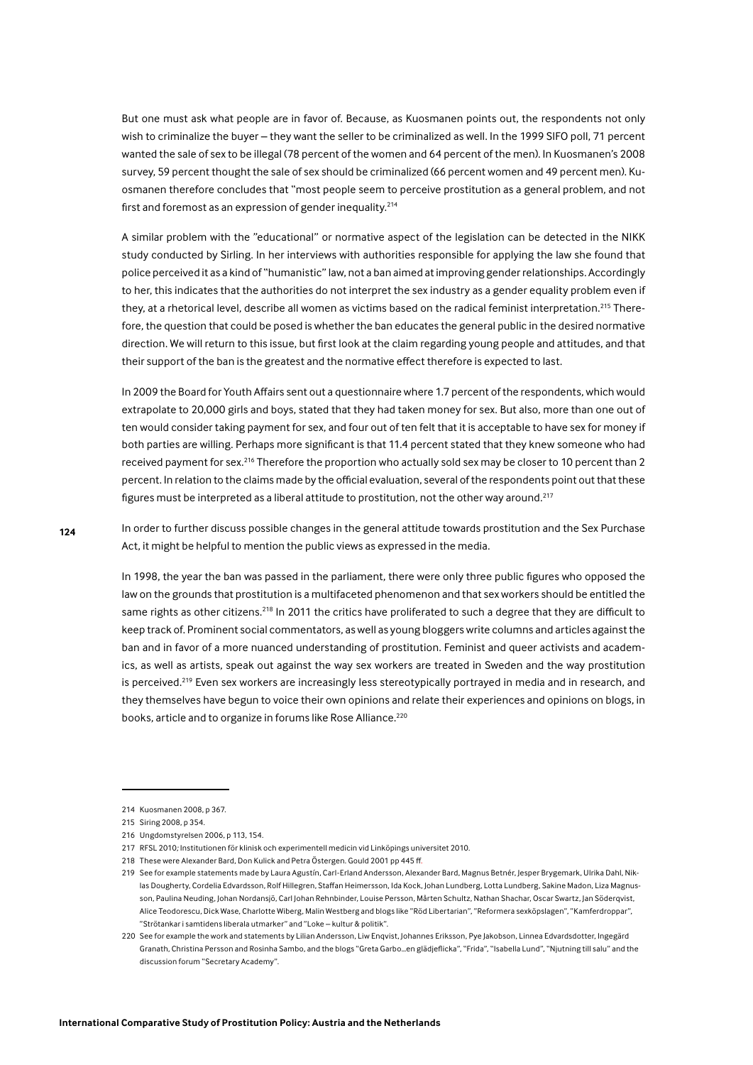But one must ask what people are in favor of. Because, as Kuosmanen points out, the respondents not only wish to criminalize the buyer – they want the seller to be criminalized as well. In the 1999 SIFO poll, 71 percent wanted the sale of sex to be illegal (78 percent of the women and 64 percent of the men). In Kuosmanen's 2008 survey, 59 percent thought the sale of sex should be criminalized (66 percent women and 49 percent men). Kuosmanen therefore concludes that "most people seem to perceive prostitution as a general problem, and not first and foremost as an expression of gender inequality.[214]

A similar problem with the "educational" or normative aspect of the legislation can be detected in the NIKK study conducted by Sirling. In her interviews with authorities responsible for applying the law she found that police perceived it as a kind of "humanistic" law, not a ban aimed at improving gender relationships. Accordingly to her, this indicates that the authorities do not interpret the sex industry as a gender equality problem even if they, at a rhetorical level, describe all women as victims based on the radical feminist interpretation.[215] Therefore, the question that could be posed is whether the ban educates the general public in the desired normative direction. We will return to this issue, but first look at the claim regarding young people and attitudes, and that their support of the ban is the greatest and the normative effect therefore is expected to last.

In 2009 the Board for Youth Affairs sent out a questionnaire where 1.7 percent of the respondents, which would extrapolate to 20,000 girls and boys, stated that they had taken money for sex. But also, more than one out of ten would consider taking payment for sex, and four out of ten felt that it is acceptable to have sex for money if both parties are willing. Perhaps more significant is that 11.4 percent stated that they knew someone who had received payment for sex.[216] Therefore the proportion who actually sold sex may be closer to 10 percent than 2 percent. In relation to the claims made by the official evaluation, several of the respondents point out that these figures must be interpreted as a liberal attitude to prostitution, not the other way around.[217]

In order to further discuss possible changes in the general attitude towards prostitution and the Sex Purchase Act, it might be helpful to mention the public views as expressed in the media.

In 1998, the year the ban was passed in the parliament, there were only three public figures who opposed the law on the grounds that prostitution is a multifaceted phenomenon and that sex workers should be entitled the same rights as other citizens.[218] In 2011 the critics have proliferated to such a degree that they are difficult to keep track of. Prominent social commentators, as well as young bloggers write columns and articles against the ban and in favor of a more nuanced understanding of prostitution. Feminist and queer activists and academics, as well as artists, speak out against the way sex workers are treated in Sweden and the way prostitution is perceived.[219] Even sex workers are increasingly less stereotypically portrayed in media and in research, and they themselves have begun to voice their own opinions and relate their experiences and opinions on blogs, in books, article and to organize in forums like Rose Alliance.[220]

---

214 Kuosmanen 2008, p 367.

215 Siring 2008, p 354.

216 Ungdomstyrelsen 2006, p 113, 154.

217 RFSL 2010; Institutionen för klinisk och experimentell medicin vid Linköpings universitet 2010.

218 These were Alexander Bard, Don Kulick and Petra Östergen. Gould 2001 pp 445 ff.

219 See for example statements made by Laura Agustín, Carl-Erland Andersson, Alexander Bard, Magnus Betnér, Jesper Brygemark, Ulrika Dahl, Niklas Dougherty, Cordelia Edvardsson, Rolf Hillegren, Staffan Heimersson, Ida Kock, Johan Lundberg, Lotta Lundberg, Sakine Madon, Liza Magnusson, Paulina Neuding, Johan Nordansjö, Carl Johan Rehnbinder, Louise Persson, Mårten Schultz, Nathan Shachar, Oscar Swartz, Jan Söderqvist, Alice Teodorescu, Dick Wase, Charlotte Wiberg, Malin Westberg and blogs like "Röd Libertarian", "Reformera sexköpslagen", "Kamferdroppar", "Strötankar i samtidens liberala utmarker" and "Loke – kultur & politik".

220 See for example the work and statements by Lilian Andersson, Liw Enqvist, Johannes Eriksson, Pye Jakobson, Linnea Edvardsdotter, Ingegärd Granath, Christina Persson and Rosinha Sambo, and the blogs "Greta Garbo...en glädjeflicka", "Frida", "Isabella Lund", "Njutning till salu" and the discussion forum "Secretary Academy".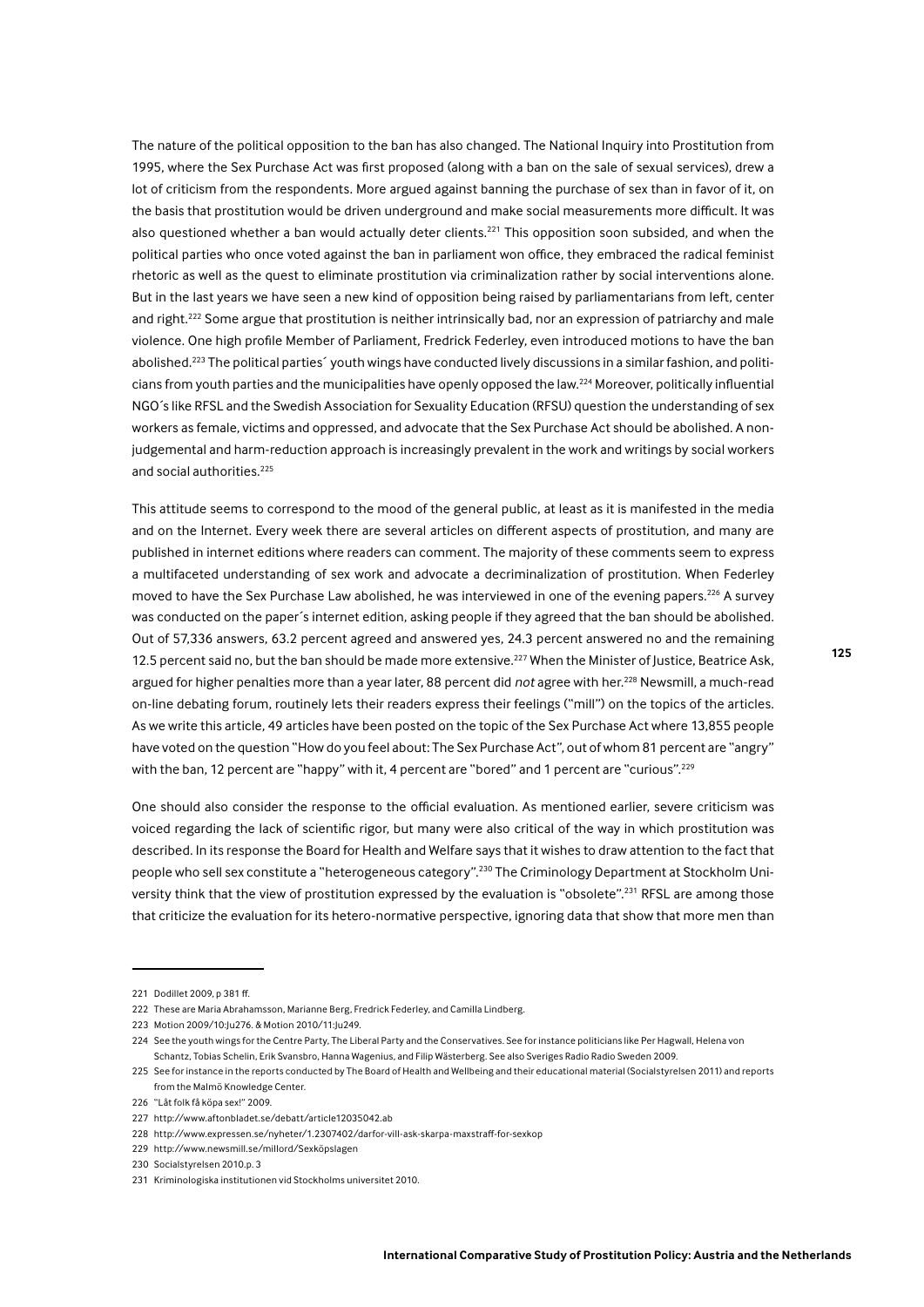The nature of the political opposition to the ban has also changed. The National Inquiry into Prostitution from 1995, where the Sex Purchase Act was first proposed (along with a ban on the sale of sexual services), drew a lot of criticism from the respondents. More argued against banning the purchase of sex than in favor of it, on the basis that prostitution would be driven underground and make social measurements more difficult. It was also questioned whether a ban would actually deter clients.[221] This opposition soon subsided, and when the political parties who once voted against the ban in parliament won office, they embraced the radical feminist rhetoric as well as the quest to eliminate prostitution via criminalization rather by social interventions alone. But in the last years we have seen a new kind of opposition being raised by parliamentarians from left, center and right.[222] Some argue that prostitution is neither intrinsically bad, nor an expression of patriarchy and male violence. One high profile Member of Parliament, Fredrick Federley, even introduced motions to have the ban abolished.[223] The political parties´ youth wings have conducted lively discussions in a similar fashion, and politicians from youth parties and the municipalities have openly opposed the law.[224] Moreover, politically influential NGO´s like RFSL and the Swedish Association for Sexuality Education (RFSU) question the understanding of sex workers as female, victims and oppressed, and advocate that the Sex Purchase Act should be abolished. A non-judgemental and harm-reduction approach is increasingly prevalent in the work and writings by social workers and social authorities.[225]

This attitude seems to correspond to the mood of the general public, at least as it is manifested in the media and on the Internet. Every week there are several articles on different aspects of prostitution, and many are published in internet editions where readers can comment. The majority of these comments seem to express a multifaceted understanding of sex work and advocate a decriminalization of prostitution. When Federley moved to have the Sex Purchase Law abolished, he was interviewed in one of the evening papers.[226] A survey was conducted on the paper´s internet edition, asking people if they agreed that the ban should be abolished. Out of 57,336 answers, 63.2 percent agreed and answered yes, 24.3 percent answered no and the remaining 12.5 percent said no, but the ban should be made more extensive.[227] When the Minister of Justice, Beatrice Ask, argued for higher penalties more than a year later, 88 percent did *not* agree with her.[228] Newsmill, a much-read on-line debating forum, routinely lets their readers express their feelings ("mill") on the topics of the articles. As we write this article, 49 articles have been posted on the topic of the Sex Purchase Act where 13,855 people have voted on the question "How do you feel about: The Sex Purchase Act", out of whom 81 percent are "angry" with the ban, 12 percent are "happy" with it, 4 percent are "bored" and 1 percent are "curious".[229]

One should also consider the response to the official evaluation. As mentioned earlier, severe criticism was voiced regarding the lack of scientific rigor, but many were also critical of the way in which prostitution was described. In its response the Board for Health and Welfare says that it wishes to draw attention to the fact that people who sell sex constitute a "heterogeneous category".[230] The Criminology Department at Stockholm University think that the view of prostitution expressed by the evaluation is "obsolete".[231] RFSL are among those that criticize the evaluation for its hetero-normative perspective, ignoring data that show that more men than

---

221 Dodillet 2009, p 381 ff.

222 These are Maria Abrahamsson, Marianne Berg, Fredrick Federley, and Camilla Lindberg.

223 Motion 2009/10:Ju276. & Motion 2010/11:Ju249.

224 See the youth wings for the Centre Party, The Liberal Party and the Conservatives. See for instance politicians like Per Hagwall, Helena von Schantz, Tobias Schelin, Erik Svansbro, Hanna Wagenius, and Filip Wästerberg. See also Sveriges Radio Radio Sweden 2009.

225 See for instance in the reports conducted by The Board of Health and Wellbeing and their educational material (Socialstyrelsen 2011) and reports from the Malmö Knowledge Center.

226 "Låt folk få köpa sex!" 2009.

227 http://www.aftonbladet.se/debatt/article12035042.ab

228 http://www.expressen.se/nyheter/1.2307402/darfor-vill-ask-skarpa-maxstraff-for-sexkop

229 http://www.newsmill.se/millord/Sexköpslagen

230 Socialstyrelsen 2010.p. 3

231 Kriminologiska institutionen vid Stockholms universitet 2010.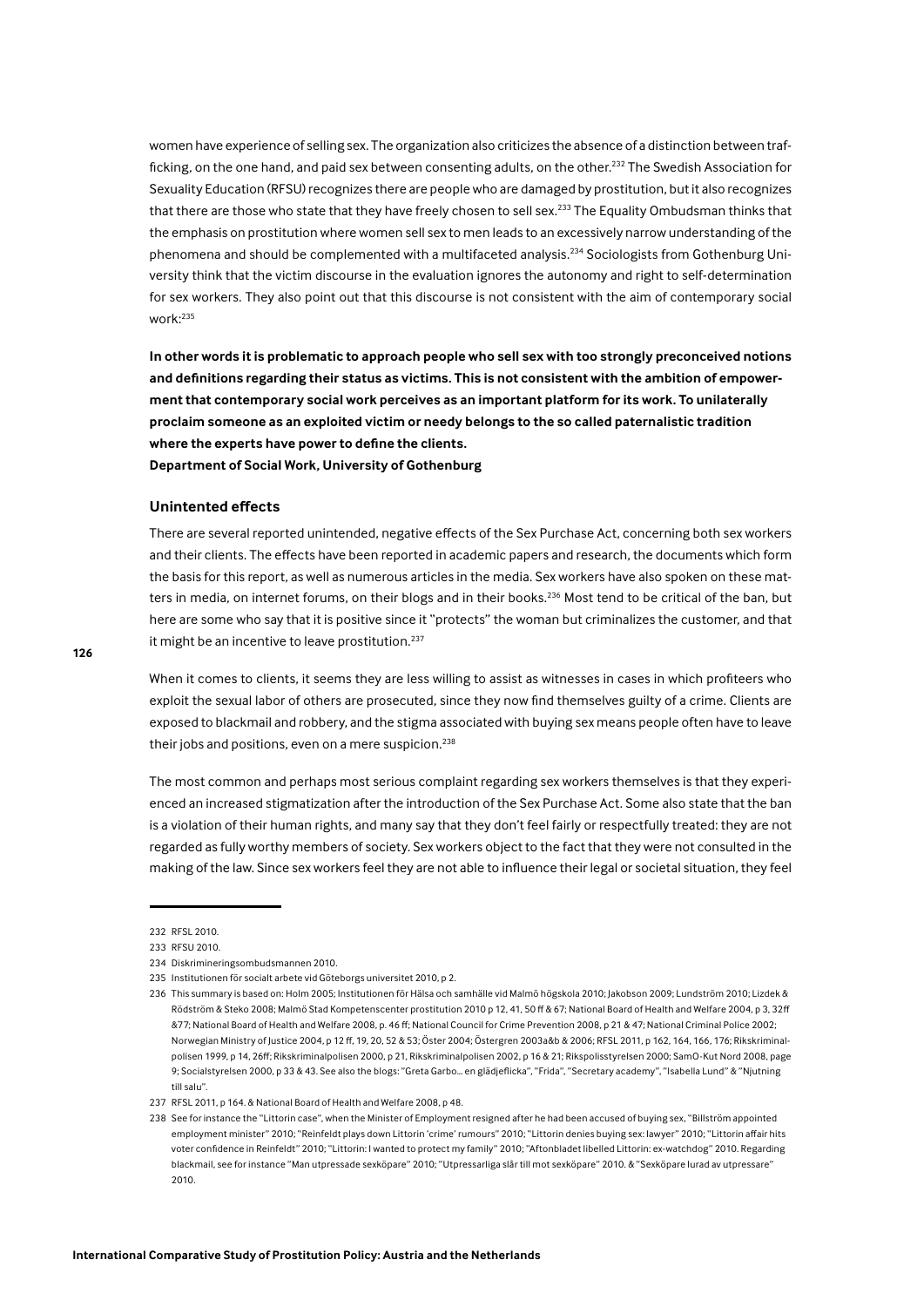women have experience of selling sex. The organization also criticizes the absence of a distinction between trafficking, on the one hand, and paid sex between consenting adults, on the other.[232] The Swedish Association for Sexuality Education (RFSU) recognizes there are people who are damaged by prostitution, but it also recognizes that there are those who state that they have freely chosen to sell sex.[233] The Equality Ombudsman thinks that the emphasis on prostitution where women sell sex to men leads to an excessively narrow understanding of the phenomena and should be complemented with a multifaceted analysis.[234] Sociologists from Gothenburg University think that the victim discourse in the evaluation ignores the autonomy and right to self-determination for sex workers. They also point out that this discourse is not consistent with the aim of contemporary social work:[235]

**In other words it is problematic to approach people who sell sex with too strongly preconceived notions and definitions regarding their status as victims. This is not consistent with the ambition of empowerment that contemporary social work perceives as an important platform for its work. To unilaterally proclaim someone as an exploited victim or needy belongs to the so called paternalistic tradition where the experts have power to define the clients.**
**Department of Social Work, University of Gothenburg**

### Unintented effects

There are several reported unintended, negative effects of the Sex Purchase Act, concerning both sex workers and their clients. The effects have been reported in academic papers and research, the documents which form the basis for this report, as well as numerous articles in the media. Sex workers have also spoken on these matters in media, on internet forums, on their blogs and in their books.[236] Most tend to be critical of the ban, but here are some who say that it is positive since it "protects" the woman but criminalizes the customer, and that it might be an incentive to leave prostitution.[237]

When it comes to clients, it seems they are less willing to assist as witnesses in cases in which profiteers who exploit the sexual labor of others are prosecuted, since they now find themselves guilty of a crime. Clients are exposed to blackmail and robbery, and the stigma associated with buying sex means people often have to leave their jobs and positions, even on a mere suspicion.[238]

The most common and perhaps most serious complaint regarding sex workers themselves is that they experienced an increased stigmatization after the introduction of the Sex Purchase Act. Some also state that the ban is a violation of their human rights, and many say that they don't feel fairly or respectfully treated: they are not regarded as fully worthy members of society. Sex workers object to the fact that they were not consulted in the making of the law. Since sex workers feel they are not able to influence their legal or societal situation, they feel

---

232 RFSL 2010.

233 RFSU 2010.

234 Diskrimineringsombudsmannen 2010.

235 Institutionen för socialt arbete vid Göteborgs universitet 2010, p 2.

236 This summary is based on: Holm 2005; Institutionen för Hälsa och samhälle vid Malmö högskola 2010; Jakobson 2009; Lundström 2010; Lizdek & Rödström & Steko 2008; Malmö Stad Kompetenscenter prostitution 2010 p 12, 41, 50 ff & 67; National Board of Health and Welfare 2004, p 3, 32ff &77; National Board of Health and Welfare 2008, p. 46 ff; National Council for Crime Prevention 2008, p 21 & 47; National Criminal Police 2002; Norwegian Ministry of Justice 2004, p 12 ff, 19, 20, 52 & 53; Öster 2004; Östergren 2003a&b & 2006; RFSL 2011, p 162, 164, 166, 176; Rikskriminalpolisen 1999, p 14, 26ff; Rikskriminalpolisen 2000, p 21, Rikskriminalpolisen 2002, p 16 & 21; Rikspolisstyrelsen 2000; SamO-Kut Nord 2008, page 9; Socialstyrelsen 2000, p 33 & 43. See also the blogs: "Greta Garbo... en glädjeflicka", "Frida", "Secretary academy", "Isabella Lund" & "Njutning till salu".

237 RFSL 2011, p 164. & National Board of Health and Welfare 2008, p 48.

238 See for instance the "Littorin case", when the Minister of Employment resigned after he had been accused of buying sex, "Billström appointed employment minister" 2010; "Reinfeldt plays down Littorin 'crime' rumours" 2010; "Littorin denies buying sex: lawyer" 2010; "Littorin affair hits voter confidence in Reinfeldt" 2010; "Littorin: I wanted to protect my family" 2010; "Aftonbladet libelled Littorin: ex-watchdog" 2010. Regarding blackmail, see for instance "Man utpressade sexköpare" 2010; "Utpressarliga slår till mot sexköpare" 2010. & "Sexköpare lurad av utpressare" 2010.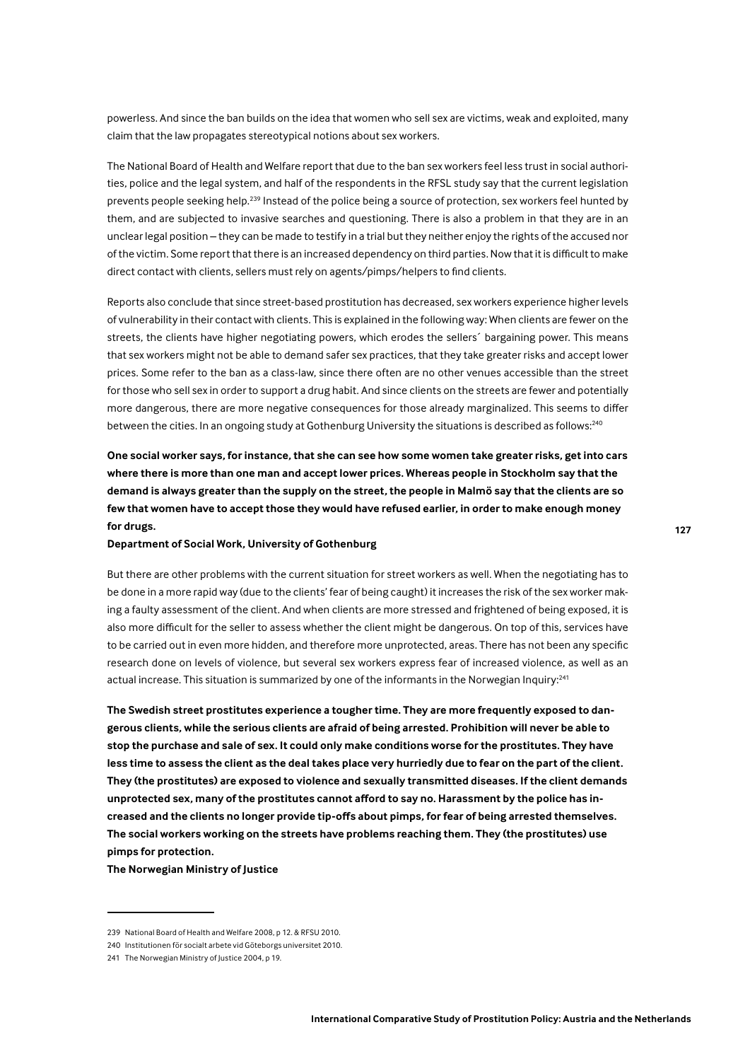powerless. And since the ban builds on the idea that women who sell sex are victims, weak and exploited, many claim that the law propagates stereotypical notions about sex workers.

The National Board of Health and Welfare report that due to the ban sex workers feel less trust in social authorities, police and the legal system, and half of the respondents in the RFSL study say that the current legislation prevents people seeking help.[239] Instead of the police being a source of protection, sex workers feel hunted by them, and are subjected to invasive searches and questioning. There is also a problem in that they are in an unclear legal position – they can be made to testify in a trial but they neither enjoy the rights of the accused nor of the victim. Some report that there is an increased dependency on third parties. Now that it is difficult to make direct contact with clients, sellers must rely on agents/pimps/helpers to find clients.

Reports also conclude that since street-based prostitution has decreased, sex workers experience higher levels of vulnerability in their contact with clients. This is explained in the following way: When clients are fewer on the streets, the clients have higher negotiating powers, which erodes the sellers´ bargaining power. This means that sex workers might not be able to demand safer sex practices, that they take greater risks and accept lower prices. Some refer to the ban as a class-law, since there often are no other venues accessible than the street for those who sell sex in order to support a drug habit. And since clients on the streets are fewer and potentially more dangerous, there are more negative consequences for those already marginalized. This seems to differ between the cities. In an ongoing study at Gothenburg University the situations is described as follows:[240]

**One social worker says, for instance, that she can see how some women take greater risks, get into cars where there is more than one man and accept lower prices. Whereas people in Stockholm say that the demand is always greater than the supply on the street, the people in Malmö say that the clients are so few that women have to accept those they would have refused earlier, in order to make enough money for drugs.**
**Department of Social Work, University of Gothenburg**

But there are other problems with the current situation for street workers as well. When the negotiating has to be done in a more rapid way (due to the clients' fear of being caught) it increases the risk of the sex worker making a faulty assessment of the client. And when clients are more stressed and frightened of being exposed, it is also more difficult for the seller to assess whether the client might be dangerous. On top of this, services have to be carried out in even more hidden, and therefore more unprotected, areas. There has not been any specific research done on levels of violence, but several sex workers express fear of increased violence, as well as an actual increase. This situation is summarized by one of the informants in the Norwegian Inquiry:[241]

**The Swedish street prostitutes experience a tougher time. They are more frequently exposed to dangerous clients, while the serious clients are afraid of being arrested. Prohibition will never be able to stop the purchase and sale of sex. It could only make conditions worse for the prostitutes. They have less time to assess the client as the deal takes place very hurriedly due to fear on the part of the client. They (the prostitutes) are exposed to violence and sexually transmitted diseases. If the client demands unprotected sex, many of the prostitutes cannot afford to say no. Harassment by the police has increased and the clients no longer provide tip-offs about pimps, for fear of being arrested themselves. The social workers working on the streets have problems reaching them. They (the prostitutes) use pimps for protection.**
**The Norwegian Ministry of Justice**

---

239 National Board of Health and Welfare 2008, p 12. & RFSU 2010.

240 Institutionen för socialt arbete vid Göteborgs universitet 2010.

241 The Norwegian Ministry of Justice 2004, p 19.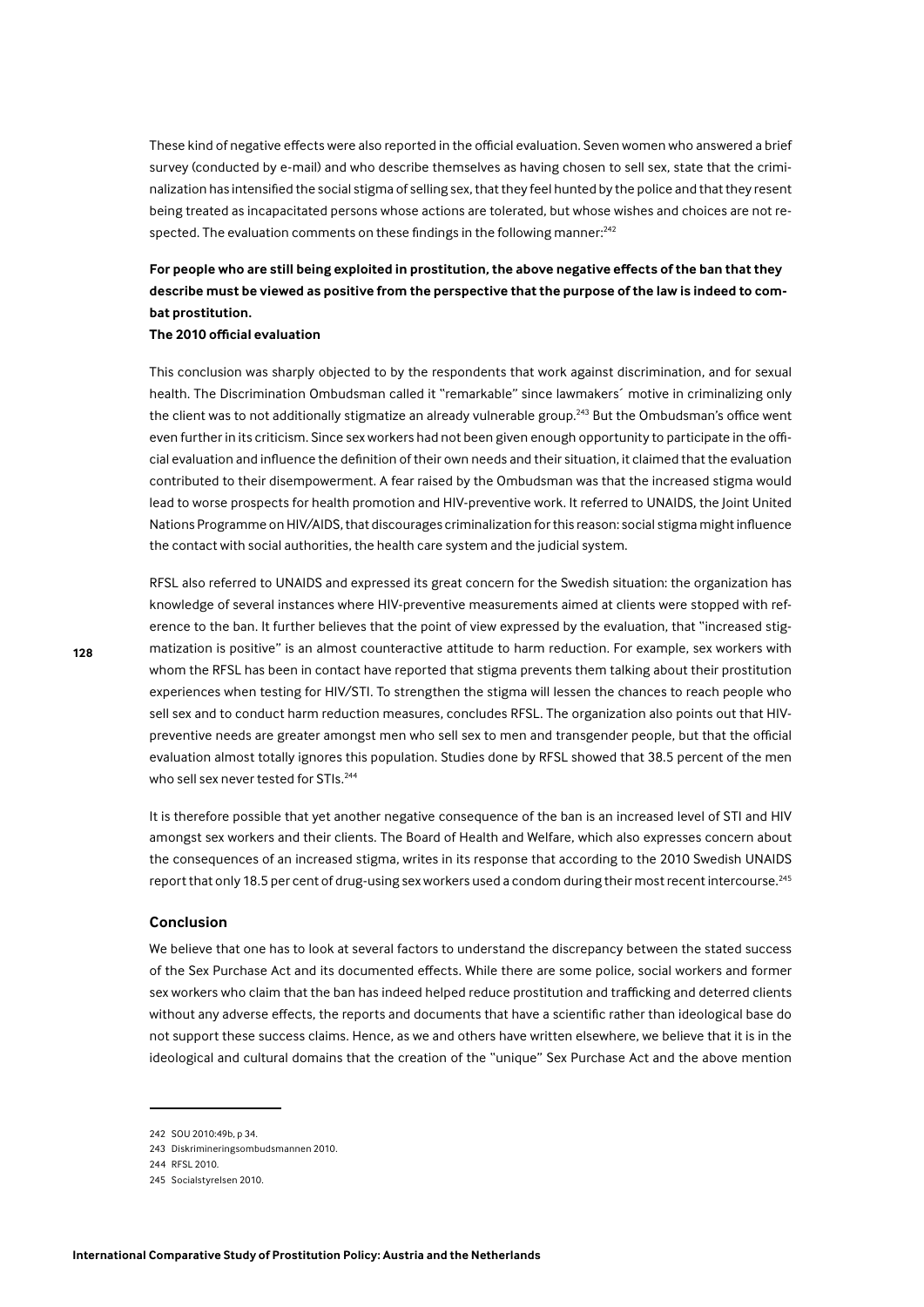These kind of negative effects were also reported in the official evaluation. Seven women who answered a brief survey (conducted by e-mail) and who describe themselves as having chosen to sell sex, state that the criminalization has intensified the social stigma of selling sex, that they feel hunted by the police and that they resent being treated as incapacitated persons whose actions are tolerated, but whose wishes and choices are not respected. The evaluation comments on these findings in the following manner:[242]

**For people who are still being exploited in prostitution, the above negative effects of the ban that they describe must be viewed as positive from the perspective that the purpose of the law is indeed to combat prostitution.**
**The 2010 official evaluation**

This conclusion was sharply objected to by the respondents that work against discrimination, and for sexual health. The Discrimination Ombudsman called it "remarkable" since lawmakers´ motive in criminalizing only the client was to not additionally stigmatize an already vulnerable group.[243] But the Ombudsman's office went even further in its criticism. Since sex workers had not been given enough opportunity to participate in the official evaluation and influence the definition of their own needs and their situation, it claimed that the evaluation contributed to their disempowerment. A fear raised by the Ombudsman was that the increased stigma would lead to worse prospects for health promotion and HIV-preventive work. It referred to UNAIDS, the Joint United Nations Programme on HIV/AIDS, that discourages criminalization for this reason: social stigma might influence the contact with social authorities, the health care system and the judicial system.

RFSL also referred to UNAIDS and expressed its great concern for the Swedish situation: the organization has knowledge of several instances where HIV-preventive measurements aimed at clients were stopped with reference to the ban. It further believes that the point of view expressed by the evaluation, that "increased stigmatization is positive" is an almost counteractive attitude to harm reduction. For example, sex workers with whom the RFSL has been in contact have reported that stigma prevents them talking about their prostitution experiences when testing for HIV/STI. To strengthen the stigma will lessen the chances to reach people who sell sex and to conduct harm reduction measures, concludes RFSL. The organization also points out that HIV-preventive needs are greater amongst men who sell sex to men and transgender people, but that the official evaluation almost totally ignores this population. Studies done by RFSL showed that 38.5 percent of the men who sell sex never tested for STIs.[244]

It is therefore possible that yet another negative consequence of the ban is an increased level of STI and HIV amongst sex workers and their clients. The Board of Health and Welfare, which also expresses concern about the consequences of an increased stigma, writes in its response that according to the 2010 Swedish UNAIDS report that only 18.5 per cent of drug-using sex workers used a condom during their most recent intercourse.[245]

### Conclusion

We believe that one has to look at several factors to understand the discrepancy between the stated success of the Sex Purchase Act and its documented effects. While there are some police, social workers and former sex workers who claim that the ban has indeed helped reduce prostitution and trafficking and deterred clients without any adverse effects, the reports and documents that have a scientific rather than ideological base do not support these success claims. Hence, as we and others have written elsewhere, we believe that it is in the ideological and cultural domains that the creation of the "unique" Sex Purchase Act and the above mention

---

242 SOU 2010:49b, p 34.

243 Diskrimineringsombudsmannen 2010.

244 RFSL 2010.

245 Socialstyrelsen 2010.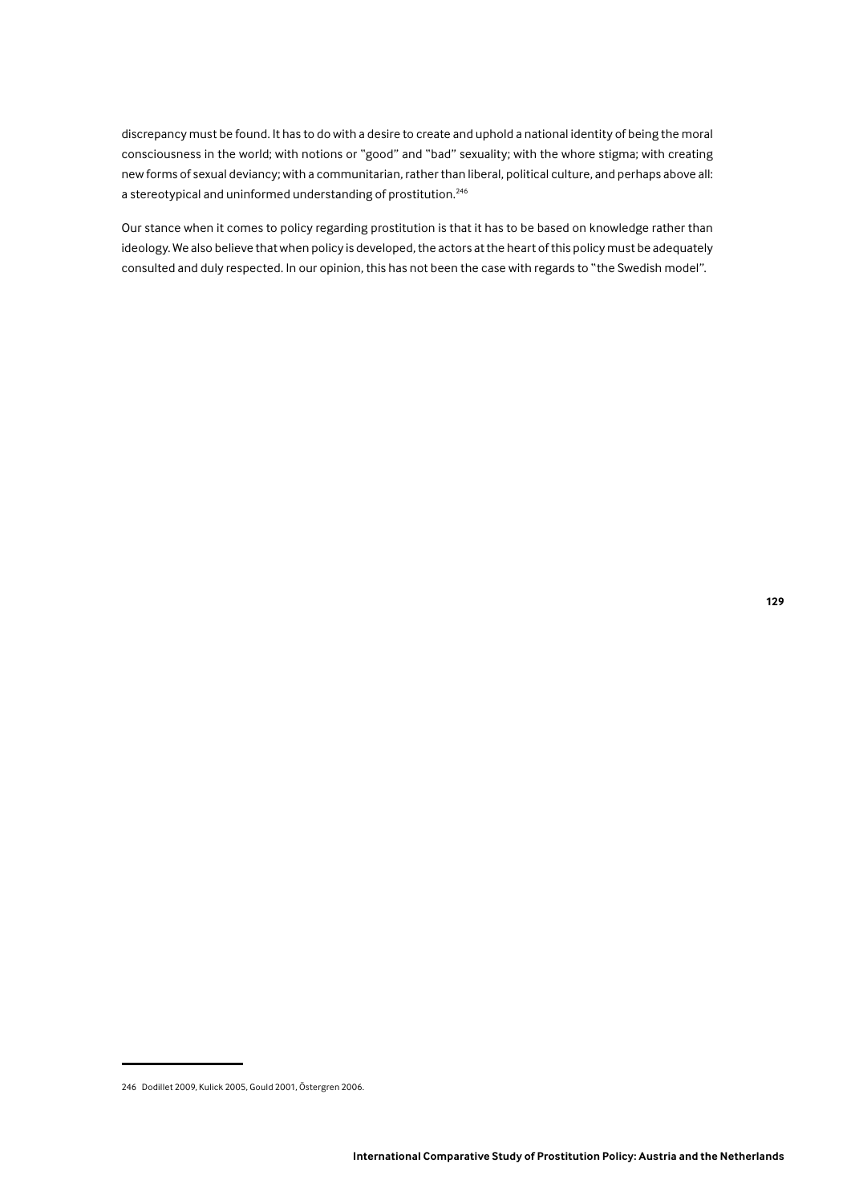discrepancy must be found. It has to do with a desire to create and uphold a national identity of being the moral consciousness in the world; with notions or "good" and "bad" sexuality; with the whore stigma; with creating new forms of sexual deviancy; with a communitarian, rather than liberal, political culture, and perhaps above all: a stereotypical and uninformed understanding of prostitution.[246]

Our stance when it comes to policy regarding prostitution is that it has to be based on knowledge rather than ideology. We also believe that when policy is developed, the actors at the heart of this policy must be adequately consulted and duly respected. In our opinion, this has not been the case with regards to "the Swedish model".

246 Dodillet 2009, Kulick 2005, Gould 2001, Östergren 2006.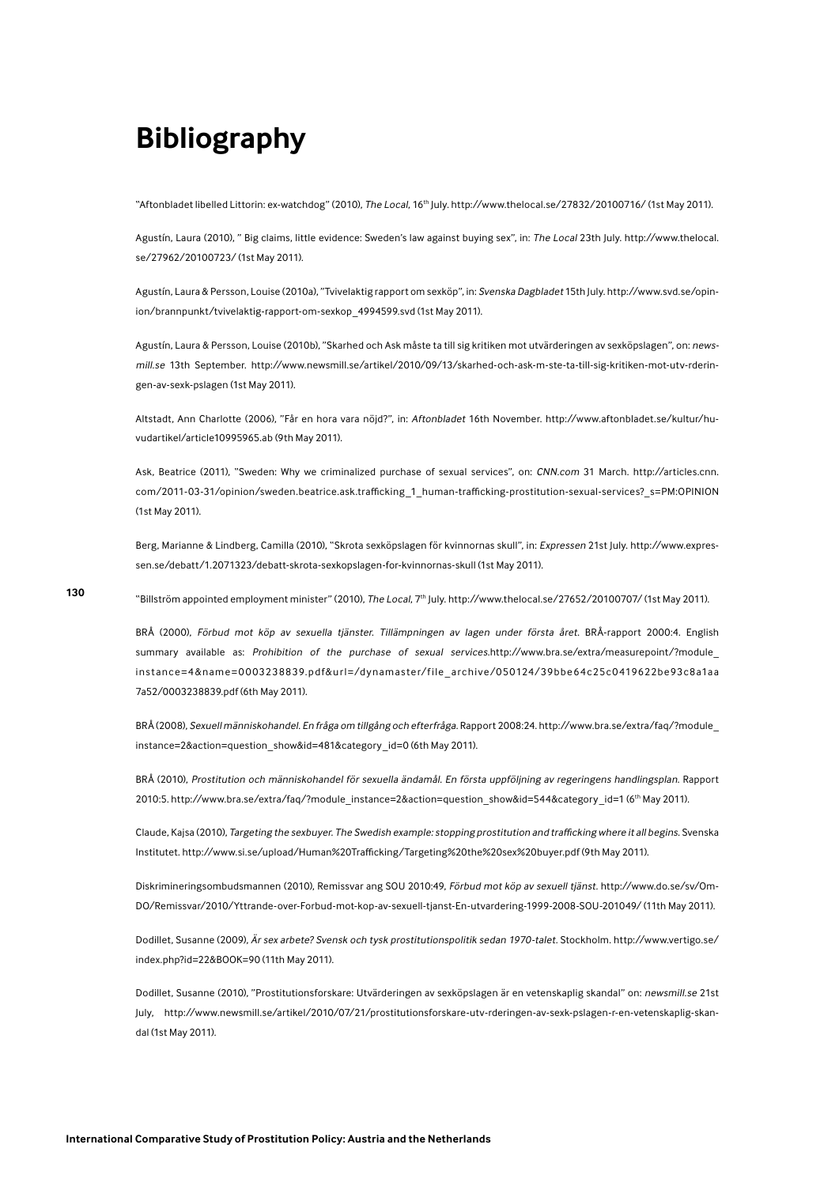# Bibliography

"Aftonbladet libelled Littorin: ex-watchdog" (2010), *The Local*, 16th July. http://www.thelocal.se/27832/20100716/ (1st May 2011).

Agustín, Laura (2010), " Big claims, little evidence: Sweden's law against buying sex", in: *The Local* 23th July. http://www.thelocal.se/27962/20100723/ (1st May 2011).

Agustín, Laura & Persson, Louise (2010a), "Tvivelaktig rapport om sexköp", in: *Svenska Dagbladet* 15th July. http://www.svd.se/opinion/brannpunkt/tvivelaktig-rapport-om-sexkop_4994599.svd (1st May 2011).

Agustín, Laura & Persson, Louise (2010b), "Skarhed och Ask måste ta till sig kritiken mot utvärderingen av sexköpslagen", on: *newsmill.se* 13th September. http://www.newsmill.se/artikel/2010/09/13/skarhed-och-ask-m-ste-ta-till-sig-kritiken-mot-utv-rderingen-av-sexk-pslagen (1st May 2011).

Altstadt, Ann Charlotte (2006), "Får en hora vara nöjd?", in: *Aftonbladet* 16th November. http://www.aftonbladet.se/kultur/huvudartikel/article10995965.ab (9th May 2011).

Ask, Beatrice (2011), "Sweden: Why we criminalized purchase of sexual services", on: *CNN.com* 31 March. http://articles.cnn.com/2011-03-31/opinion/sweden.beatrice.ask.trafficking_1_human-trafficking-prostitution-sexual-services?_s=PM:OPINION (1st May 2011).

Berg, Marianne & Lindberg, Camilla (2010), "Skrota sexköpslagen för kvinnornas skull", in: *Expressen* 21st July. http://www.expressen.se/debatt/1.2071323/debatt-skrota-sexkopslagen-for-kvinnornas-skull (1st May 2011).

"Billström appointed employment minister" (2010), *The Local*, 7th July. http://www.thelocal.se/27652/20100707/ (1st May 2011).

BRÅ (2000), *Förbud mot köp av sexuella tjänster. Tillämpningen av lagen under första året.* BRÅ-rapport 2000:4. English summary available as: *Prohibition of the purchase of sexual services.*http://www.bra.se/extra/measurepoint/?module_instance=4&name=0003238839.pdf&url=/dynamaster/file_archive/050124/39bbe64c25c0419622be93c8a1aa7a52/0003238839.pdf (6th May 2011).

BRÅ (2008), *Sexuell människohandel. En fråga om tillgång och efterfråga.* Rapport 2008:24. http://www.bra.se/extra/faq/?module_instance=2&action=question_show&id=481&category_id=0 (6th May 2011).

BRÅ (2010), *Prostitution och människohandel för sexuella ändamål. En första uppföljning av regeringens handlingsplan.* Rapport 2010:5. http://www.bra.se/extra/faq/?module_instance=2&action=question_show&id=544&category_id=1 (6th May 2011).

Claude, Kajsa (2010), *Targeting the sexbuyer. The Swedish example: stopping prostitution and trafficking where it all begins.* Svenska Institutet. http://www.si.se/upload/Human%20Trafficking/Targeting%20the%20sex%20buyer.pdf (9th May 2011).

Diskrimineringsombudsmannen (2010), Remissvar ang SOU 2010:49, *Förbud mot köp av sexuell tjänst.* http://www.do.se/sv/Om-DO/Remissvar/2010/Yttrande-over-Forbud-mot-kop-av-sexuell-tjanst-En-utvardering-1999-2008-SOU-201049/ (11th May 2011).

Dodillet, Susanne (2009), *Är sex arbete? Svensk och tysk prostitutionspolitik sedan 1970-talet.* Stockholm. http://www.vertigo.se/index.php?id=22&BOOK=90 (11th May 2011).

Dodillet, Susanne (2010), "Prostitutionsforskare: Utvärderingen av sexköpslagen är en vetenskaplig skandal" on: *newsmill.se* 21st July, http://www.newsmill.se/artikel/2010/07/21/prostitutionsforskare-utv-rderingen-av-sexk-pslagen-r-en-vetenskaplig-skandal (1st May 2011).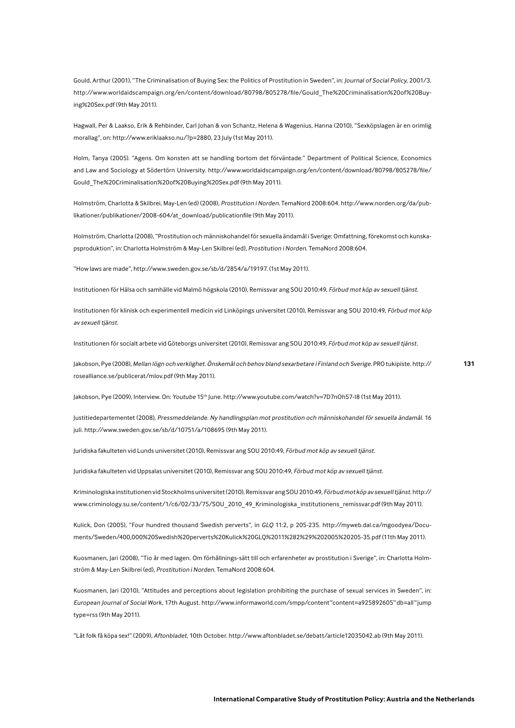Gould, Arthur (2001), "The Criminalisation of Buying Sex: the Politics of Prostitution in Sweden", in: *Journal of Social Policy*, 2001/3. http://www.worldaidscampaign.org/en/content/download/80798/805278/file/Gould_The%20Criminalisation%20of%20Buying%20Sex.pdf (9th May 2011).

Hagwall, Per & Laakso, Erik & Rehbinder, Carl Johan & von Schantz, Helena & Wagenius, Hanna (2010), "Sexköpslagen är en orimlig morallag", on: http://www.eriklaakso.nu/?p=2880, 23 July (1st May 2011).

Holm, Tanya (2005). "Agens. Om konsten att se handling bortom det förväntade." Department of Political Science, Economics and Law and Sociology at Södertörn University. http://www.worldaidscampaign.org/en/content/download/80798/805278/file/Gould_The%20Criminalisation%20of%20Buying%20Sex.pdf (9th May 2011).

Holmström, Charlotta & Skilbrei, May-Len (ed) (2008), *Prostitution i Norden*. TemaNord 2008:604. http://www.norden.org/da/publikationer/publikationer/2008-604/at_download/publicationfile (9th May 2011).

Holmström, Charlotta (2008), "Prostitution och människohandel för sexuella ändamål i Sverige: Omfattning, förekomst och kunskapsproduktion", in: Charlotta Holmström & May-Len Skilbrei (ed), *Prostitution i Norden*. TemaNord 2008:604.

"How laws are made", http://www.sweden.gov.se/sb/d/2854/a/19197. (1st May 2011).

Institutionen för Hälsa och samhälle vid Malmö högskola (2010), Remissvar ang SOU 2010:49, *Förbud mot köp av sexuell tjänst*.

Institutionen för klinisk och experimentell medicin vid Linköpings universitet (2010), Remissvar ang SOU 2010:49, *Förbud mot köp av sexuell tjänst*.

Institutionen för socialt arbete vid Göteborgs universitet (2010), Remissvar ang SOU 2010:49, *Förbud mot köp av sexuell tjänst*.

Jakobson, Pye (2008), *Mellan lögn och verklighet. Önskemål och behov bland sexarbetare i Finland och Sverige*. PRO tukipiste. http://rosealliance.se/publicerat/mlov.pdf (9th May 2011).

Jakobson, Pye (2009), Interview. On: *Youtube* 15th June. http://www.youtube.com/watch?v=7D7nOh57-I8 (1st May 2011).

Justitiedepartementet (2008), *Pressmeddelande. Ny handlingsplan mot prostitution och människohandel för sexuella ändamål*. 16 juli. http://www.sweden.gov.se/sb/d/10751/a/108695 (9th May 2011).

Juridiska fakulteten vid Lunds universitet (2010), Remissvar ang SOU 2010:49, *Förbud mot köp av sexuell tjänst*.

Juridiska fakulteten vid Uppsalas universitet (2010), Remissvar ang SOU 2010:49, *Förbud mot köp av sexuell tjänst*.

Kriminologiska institutionen vid Stockholms universitet (2010), Remissvar ang SOU 2010:49, *Förbud mot köp av sexuell tjänst*. http://www.criminology.su.se/content/1/c6/02/33/75/SOU_2010_49_Kriminologiska_institutionens_remissvar.pdf (9th May 2011).

Kulick, Don (2005), "Four hundred thousand Swedish perverts", in *GLQ* 11:2, p 205-235. http://myweb.dal.ca/mgoodyea/Documents/Sweden/400,000%20Swedish%20perverts%20Kulick%20GLQ%2011%282%29%202005%20205-35.pdf (11th May 2011).

Kuosmanen, Jari (2008), "Tio år med lagen. Om förhållnings-sätt till och erfarenheter av prostitution i Sverige", in: Charlotta Holmström & May-Len Skilbrei (ed), *Prostitution i Norden*. TemaNord 2008:604.

Kuosmanen, Jari (2010), "Attitudes and perceptions about legislation prohibiting the purchase of sexual services in Sweden", in: *European Journal of Social Work*, 17th August. http://www.informaworld.com/smpp/content~content=a925892605~db=all~jumptype=rss (9th May 2011).

"Låt folk få köpa sex!" (2009), *Aftonbladet*, 10th October. http://www.aftonbladet.se/debatt/article12035042.ab (9th May 2011).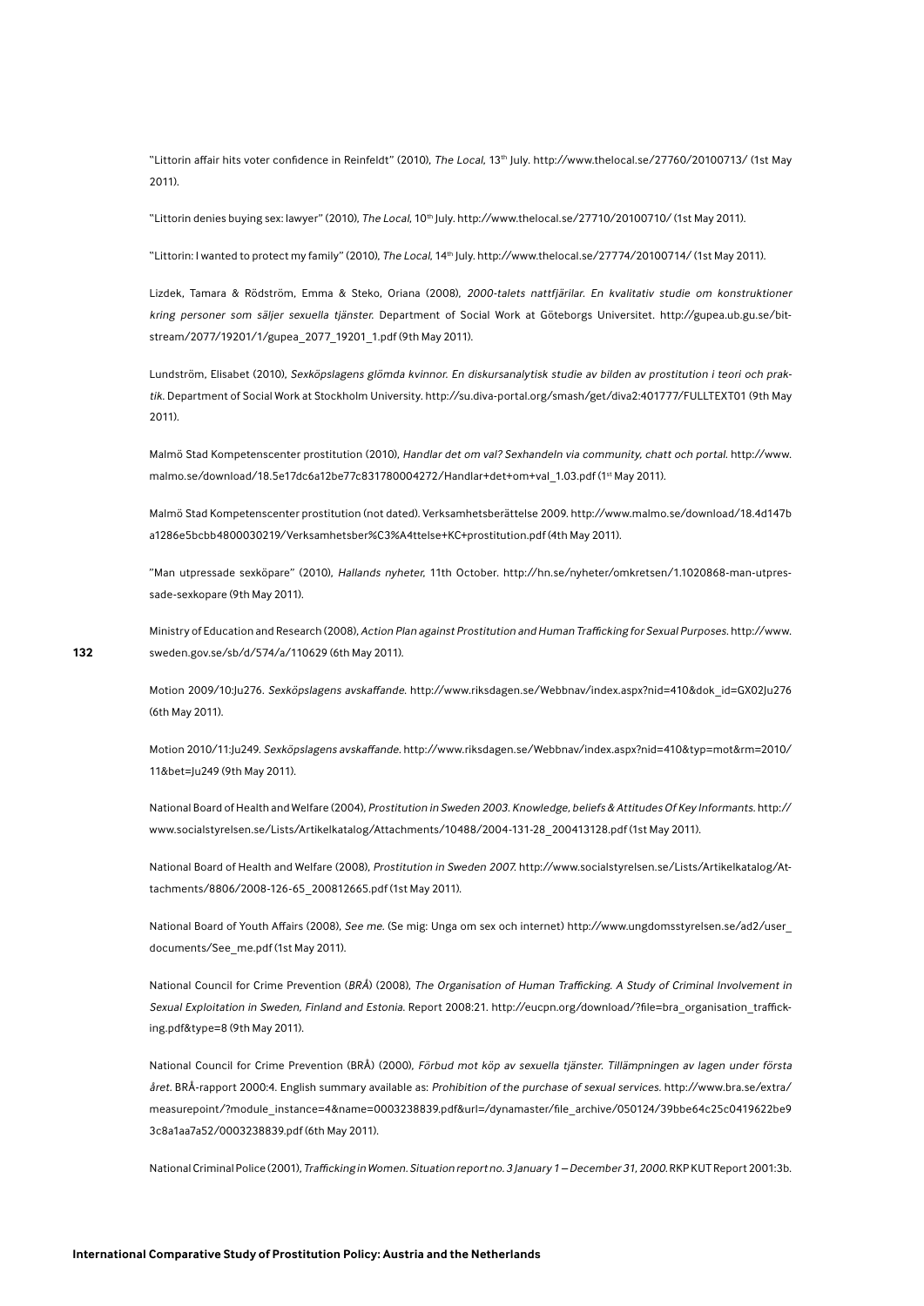"Littorin affair hits voter confidence in Reinfeldt" (2010), *The Local*, 13th July. http://www.thelocal.se/27760/20100713/ (1st May 2011).

"Littorin denies buying sex: lawyer" (2010), *The Local*, 10th July. http://www.thelocal.se/27710/20100710/ (1st May 2011).

"Littorin: I wanted to protect my family" (2010), *The Local*, 14th July. http://www.thelocal.se/27774/20100714/ (1st May 2011).

Lizdek, Tamara & Rödström, Emma & Steko, Oriana (2008), *2000-talets nattfjärilar. En kvalitativ studie om konstruktioner kring personer som säljer sexuella tjänster.* Department of Social Work at Göteborgs Universitet. http://gupea.ub.gu.se/bitstream/2077/19201/1/gupea_2077_19201_1.pdf (9th May 2011).

Lundström, Elisabet (2010), *Sexköpslagens glömda kvinnor. En diskursanalytisk studie av bilden av prostitution i teori och praktik.* Department of Social Work at Stockholm University. http://su.diva-portal.org/smash/get/diva2:401777/FULLTEXT01 (9th May 2011).

Malmö Stad Kompetenscenter prostitution (2010), *Handlar det om val? Sexhandeln via community, chatt och portal.* http://www.malmo.se/download/18.5e17dc6a12be77c831780004272/Handlar+det+om+val_1.03.pdf (1st May 2011).

Malmö Stad Kompetenscenter prostitution (not dated). Verksamhetsberättelse 2009. http://www.malmo.se/download/18.4d147ba1286e5bcbb4800030219/Verksamhetsber%C3%A4ttelse+KC+prostitution.pdf (4th May 2011).

"Man utpressade sexköpare" (2010), *Hallands nyheter*, 11th October. http://hn.se/nyheter/omkretsen/1.1020868-man-utpressade-sexkopare (9th May 2011).

Ministry of Education and Research (2008), *Action Plan against Prostitution and Human Trafficking for Sexual Purposes.* http://www.sweden.gov.se/sb/d/574/a/110629 (6th May 2011).

Motion 2009/10:Ju276. *Sexköpslagens avskaffande.* http://www.riksdagen.se/Webbnav/index.aspx?nid=410&dok_id=GX02Ju276 (6th May 2011).

Motion 2010/11:Ju249. *Sexköpslagens avskaffande.* http://www.riksdagen.se/Webbnav/index.aspx?nid=410&typ=mot&rm=2010/11&bet=Ju249 (9th May 2011).

National Board of Health and Welfare (2004), *Prostitution in Sweden 2003. Knowledge, beliefs & Attitudes Of Key Informants.* http://www.socialstyrelsen.se/Lists/Artikelkatalog/Attachments/10488/2004-131-28_200413128.pdf (1st May 2011).

National Board of Health and Welfare (2008), *Prostitution in Sweden 2007.* http://www.socialstyrelsen.se/Lists/Artikelkatalog/Attachments/8806/2008-126-65_200812665.pdf (1st May 2011).

National Board of Youth Affairs (2008), *See me.* (Se mig: Unga om sex och internet) http://www.ungdomsstyrelsen.se/ad2/user_documents/See_me.pdf (1st May 2011).

National Council for Crime Prevention (*BRÅ*) (2008), *The Organisation of Human Trafficking. A Study of Criminal Involvement in Sexual Exploitation in Sweden, Finland and Estonia.* Report 2008:21. http://eucpn.org/download/?file=bra_organisation_trafficking.pdf&type=8 (9th May 2011).

National Council for Crime Prevention (BRÅ) (2000), *Förbud mot köp av sexuella tjänster. Tillämpningen av lagen under första året.* BRÅ-rapport 2000:4. English summary available as: *Prohibition of the purchase of sexual services.* http://www.bra.se/extra/measurepoint/?module_instance=4&name=0003238839.pdf&url=/dynamaster/file_archive/050124/39bbe64c25c0419622be93c8a1aa7a52/0003238839.pdf (6th May 2011).

National Criminal Police (2001), *Trafficking in Women. Situation report no. 3 January 1 – December 31, 2000.* RKP KUT Report 2001:3b.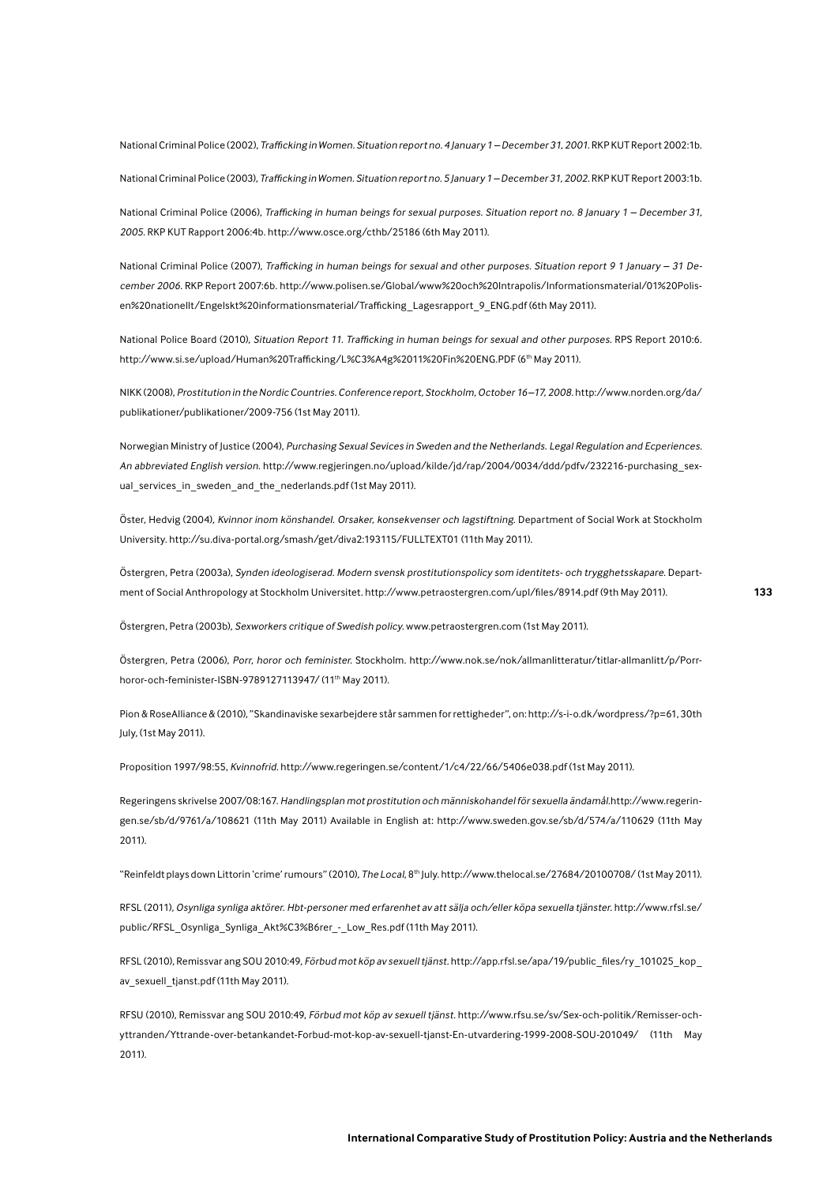National Criminal Police (2002), *Trafficking in Women. Situation report no. 4 January 1 – December 31, 2001*. RKP KUT Report 2002:1b.

National Criminal Police (2003), *Trafficking in Women. Situation report no. 5 January 1 – December 31, 2002*. RKP KUT Report 2003:1b.

National Criminal Police (2006), *Trafficking in human beings for sexual purposes. Situation report no. 8 January 1 – December 31, 2005*. RKP KUT Rapport 2006:4b. http://www.osce.org/cthb/25186 (6th May 2011).

National Criminal Police (2007), *Trafficking in human beings for sexual and other purposes. Situation report 9 1 January – 31 December 2006*. RKP Report 2007:6b. http://www.polisen.se/Global/www%20och%20Intrapolis/Informationsmaterial/01%20Polisen%20nationellt/Engelskt%20informationsmaterial/Trafficking_Lagesrapport_9_ENG.pdf (6th May 2011).

National Police Board (2010), *Situation Report 11. Trafficking in human beings for sexual and other purposes*. RPS Report 2010:6. http://www.si.se/upload/Human%20Trafficking/L%C3%A4g%2011%20Fin%20ENG.PDF (6th May 2011).

NIKK (2008), *Prostitution in the Nordic Countries. Conference report, Stockholm, October 16–17, 2008*. http://www.norden.org/da/publikationer/publikationer/2009-756 (1st May 2011).

Norwegian Ministry of Justice (2004), *Purchasing Sexual Sevices in Sweden and the Netherlands. Legal Regulation and Ecperiences. An abbreviated English version*. http://www.regjeringen.no/upload/kilde/jd/rap/2004/0034/ddd/pdfv/232216-purchasing_sexual_services_in_sweden_and_the_nederlands.pdf (1st May 2011).

Öster, Hedvig (2004), *Kvinnor inom könshandel. Orsaker, konsekvenser och lagstiftning*. Department of Social Work at Stockholm University. http://su.diva-portal.org/smash/get/diva2:193115/FULLTEXT01 (11th May 2011).

Östergren, Petra (2003a), *Synden ideologiserad. Modern svensk prostitutionspolicy som identitets- och trygghetsskapare*. Department of Social Anthropology at Stockholm Universitet. http://www.petraostergren.com/upl/files/8914.pdf (9th May 2011).

Östergren, Petra (2003b), *Sexworkers critique of Swedish policy*. www.petraostergren.com (1st May 2011).

Östergren, Petra (2006), *Porr, horor och feminister*. Stockholm. http://www.nok.se/nok/allmanlitteratur/titlar-allmanlitt/p/Porr-horor-och-feminister-ISBN-9789127113947/ (11th May 2011).

Pion & RoseAlliance & (2010), "Skandinaviske sexarbejdere står sammen for rettigheder", on: http://s-i-o.dk/wordpress/?p=61, 30th July, (1st May 2011).

Proposition 1997/98:55, *Kvinnofrid*. http://www.regeringen.se/content/1/c4/22/66/5406e038.pdf (1st May 2011).

Regeringens skrivelse 2007/08:167. *Handlingsplan mot prostitution och människohandel för sexuella ändamål*.http://www.regeringen.se/sb/d/9761/a/108621 (11th May 2011) Available in English at: http://www.sweden.gov.se/sb/d/574/a/110629 (11th May 2011).

"Reinfeldt plays down Littorin 'crime' rumours" (2010), *The Local*, 8th July. http://www.thelocal.se/27684/20100708/ (1st May 2011).

RFSL (2011), *Osynliga synliga aktörer. Hbt-personer med erfarenhet av att sälja och/eller köpa sexuella tjänster*. http://www.rfsl.se/public/RFSL_Osynliga_Synliga_Akt%C3%B6rer_-_Low_Res.pdf (11th May 2011).

RFSL (2010), Remissvar ang SOU 2010:49, *Förbud mot köp av sexuell tjänst*. http://app.rfsl.se/apa/19/public_files/ry_101025_kop_av_sexuell_tjanst.pdf (11th May 2011).

RFSU (2010), Remissvar ang SOU 2010:49, *Förbud mot köp av sexuell tjänst*. http://www.rfsu.se/sv/Sex-och-politik/Remisser-och-yttranden/Yttrande-over-betankandet-Forbud-mot-kop-av-sexuell-tjanst-En-utvardering-1999-2008-SOU-201049/ (11th May 2011).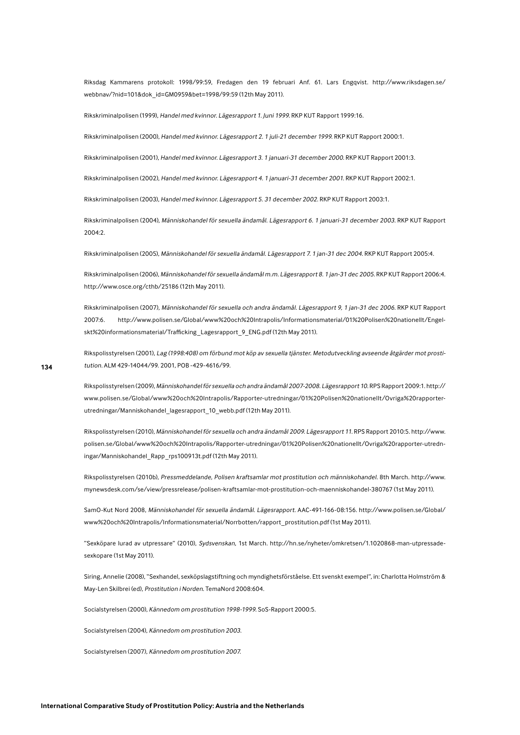Riksdag Kammarens protokoll: 1998/99:59, Fredagen den 19 februari Anf. 61. Lars Engqvist. http://www.riksdagen.se/webbnav/?nid=101&dok_id=GM0959&bet=1998/99:59 (12th May 2011).

Rikskriminalpolisen (1999), *Handel med kvinnor. Lägesrapport 1. Juni 1999.* RKP KUT Rapport 1999:16.

Rikskriminalpolisen (2000), *Handel med kvinnor. Lägesrapport 2. 1 juli-21 december 1999.* RKP KUT Rapport 2000:1.

Rikskriminalpolisen (2001), *Handel med kvinnor. Lägesrapport 3. 1 januari-31 december 2000.* RKP KUT Rapport 2001:3.

Rikskriminalpolisen (2002), *Handel med kvinnor. Lägesrapport 4. 1 januari-31 december 2001.* RKP KUT Rapport 2002:1.

Rikskriminalpolisen (2003), *Handel med kvinnor. Lägesrapport 5. 31 december 2002.* RKP KUT Rapport 2003:1.

Rikskriminalpolisen (2004), *Människohandel för sexuella ändamål. Lägesrapport 6. 1 januari-31 december 2003.* RKP KUT Rapport 2004:2.

Rikskriminalpolisen (2005), *Människohandel för sexuella ändamål. Lägesrapport 7. 1 jan-31 dec 2004.* RKP KUT Rapport 2005:4.

Rikskriminalpolisen (2006), *Människohandel för sexuella ändamål m.m. Lägesrapport 8. 1 jan-31 dec 2005.* RKP KUT Rapport 2006:4. http://www.osce.org/cthb/25186 (12th May 2011).

Rikskriminalpolisen (2007), *Människohandel för sexuella och andra ändamål. Lägesrapport 9, 1 jan-31 dec 2006.* RKP KUT Rapport 2007:6. http://www.polisen.se/Global/www%20och%20Intrapolis/Informationsmaterial/01%20Polisen%20nationellt/Engelskt%20informationsmaterial/Trafficking_Lagesrapport_9_ENG.pdf (12th May 2011).

Rikspolisstyrelsen (2001), *Lag (1998:408) om förbund mot köp av sexuella tjänster. Metodutveckling avseende åtgärder mot prostitution.* ALM 429-14044/99. 2001, POB -429-4616/99.

Rikspolisstyrelsen (2009), *Människohandel för sexuella och andra ändamål 2007-2008. Lägesrapport 10.* RPS Rapport 2009:1. http://www.polisen.se/Global/www%20och%20Intrapolis/Rapporter-utredningar/01%20Polisen%20nationellt/Ovriga%20rapporter-utredningar/Manniskohandel_lagesrapport_10_webb.pdf (12th May 2011).

Rikspolisstyrelsen (2010), *Människohandel för sexuella och andra ändamål 2009. Lägesrapport 11.* RPS Rapport 2010:5. http://www.polisen.se/Global/www%20och%20Intrapolis/Rapporter-utredningar/01%20Polisen%20nationellt/Ovriga%20rapporter-utredningar/Manniskohandel_Rapp_rps100913t.pdf (12th May 2011).

Rikspolisstyrelsen (2010b), *Pressmeddelande, Polisen kraftsamlar mot prostitution och människohandel.* 8th March. http://www.mynewsdesk.com/se/view/pressrelease/polisen-kraftsamlar-mot-prostitution-och-maenniskohandel-380767 (1st May 2011).

SamO-Kut Nord 2008, *Människohandel för sexuella ändamål. Lägesrapport.* AAC-491-166-08:156. http://www.polisen.se/Global/www%20och%20Intrapolis/Informationsmaterial/Norrbotten/rapport_prostitution.pdf (1st May 2011).

"Sexköpare lurad av utpressare" (2010), *Sydsvenskan*, 1st March. http://hn.se/nyheter/omkretsen/1.1020868-man-utpressade-sexkopare (1st May 2011).

Siring, Annelie (2008), "Sexhandel, sexköpslagstiftning och myndighetsförståelse. Ett svenskt exempel", in: Charlotta Holmström & May-Len Skilbrei (ed), *Prostitution i Norden.* TemaNord 2008:604.

Socialstyrelsen (2000), *Kännedom om prostitution 1998-1999.* SoS-Rapport 2000:5.

Socialstyrelsen (2004), *Kännedom om prostitution 2003.*

Socialstyrelsen (2007), *Kännedom om prostitution 2007.*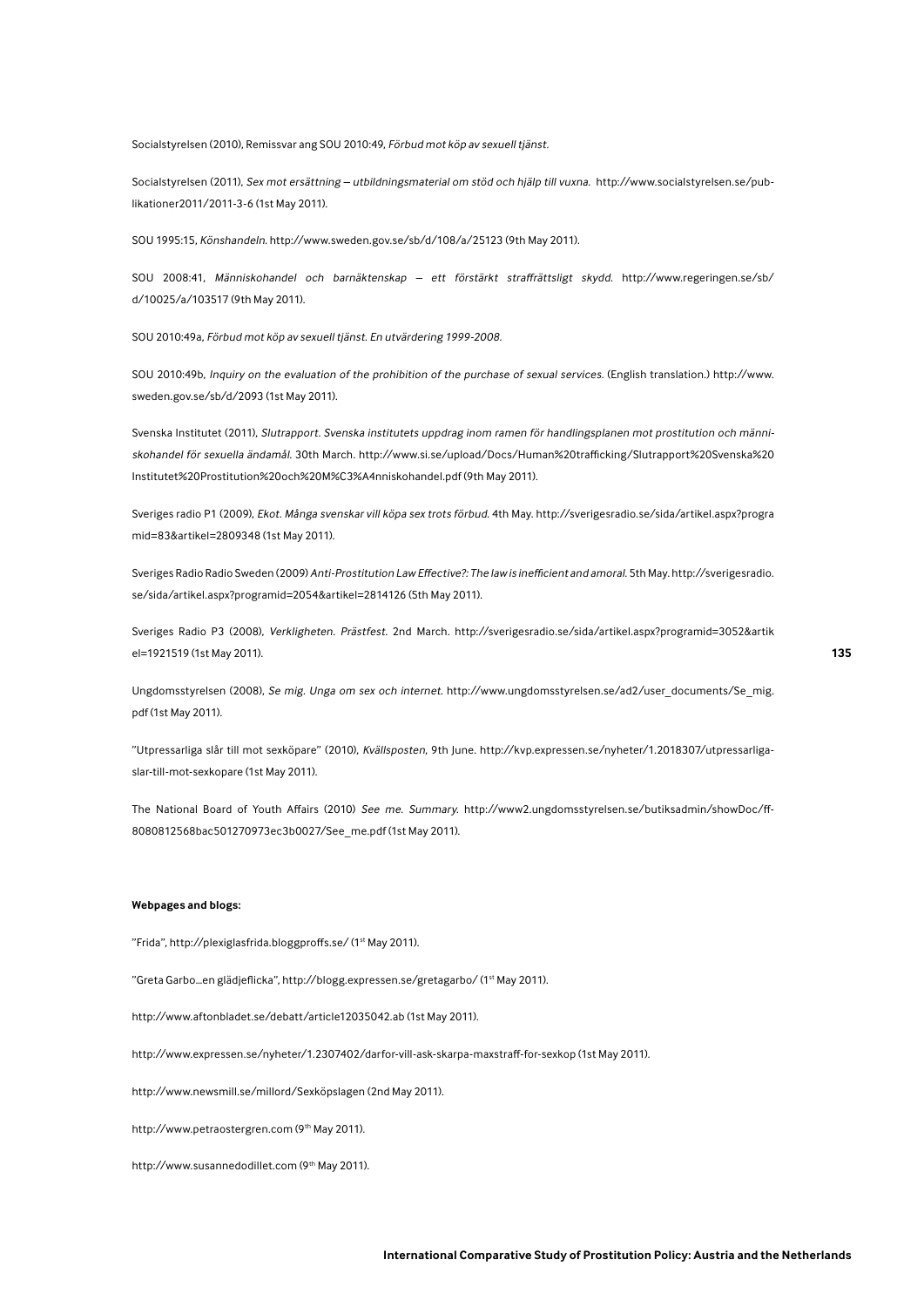Socialstyrelsen (2010), Remissvar ang SOU 2010:49, *Förbud mot köp av sexuell tjänst.*

Socialstyrelsen (2011), *Sex mot ersättning – utbildningsmaterial om stöd och hjälp till vuxna.* http://www.socialstyrelsen.se/publikationer2011/2011-3-6 (1st May 2011).

SOU 1995:15, *Könshandeln.* http://www.sweden.gov.se/sb/d/108/a/25123 (9th May 2011).

SOU 2008:41, *Människohandel och barnäktenskap – ett förstärkt straffrättsligt skydd.* http://www.regeringen.se/sb/d/10025/a/103517 (9th May 2011).

SOU 2010:49a, *Förbud mot köp av sexuell tjänst. En utvärdering 1999-2008.*

SOU 2010:49b, *Inquiry on the evaluation of the prohibition of the purchase of sexual services.* (English translation.) http://www.sweden.gov.se/sb/d/2093 (1st May 2011).

Svenska Institutet (2011), *Slutrapport. Svenska institutets uppdrag inom ramen för handlingsplanen mot prostitution och människohandel för sexuella ändamål.* 30th March. http://www.si.se/upload/Docs/Human%20trafficking/Slutrapport%20Svenska%20Institutet%20Prostitution%20och%20M%C3%A4nniskohandel.pdf (9th May 2011).

Sveriges radio P1 (2009), *Ekot. Många svenskar vill köpa sex trots förbud.* 4th May. http://sverigesradio.se/sida/artikel.aspx?programid=83&artikel=2809348 (1st May 2011).

Sveriges Radio Radio Sweden (2009) *Anti-Prostitution Law Effective?: The law is inefficient and amoral.* 5th May. http://sverigesradio.se/sida/artikel.aspx?programid=2054&artikel=2814126 (5th May 2011).

Sveriges Radio P3 (2008), *Verkligheten. Prästfest.* 2nd March. http://sverigesradio.se/sida/artikel.aspx?programid=3052&artikel=1921519 (1st May 2011).

Ungdomsstyrelsen (2008), *Se mig. Unga om sex och internet.* http://www.ungdomsstyrelsen.se/ad2/user_documents/Se_mig.pdf (1st May 2011).

"Utpressarliga slår till mot sexköpare" (2010), *Kvällsposten*, 9th June. http://kvp.expressen.se/nyheter/1.2018307/utpressarliga-slar-till-mot-sexkopare (1st May 2011).

The National Board of Youth Affairs (2010) *See me. Summary.* http://www2.ungdomsstyrelsen.se/butiksadmin/showDoc/ff8080812568bac501270973ec3b0027/See_me.pdf (1st May 2011).

**Webpages and blogs:**

"Frida", http://plexiglasfrida.bloggproffs.se/ (1st May 2011).

"Greta Garbo…en glädjeflicka", http://blogg.expressen.se/gretagarbo/ (1st May 2011).

http://www.aftonbladet.se/debatt/article12035042.ab (1st May 2011).

http://www.expressen.se/nyheter/1.2307402/darfor-vill-ask-skarpa-maxstraff-for-sexkop (1st May 2011).

http://www.newsmill.se/millord/Sexköpslagen (2nd May 2011).

http://www.petraostergren.com (9th May 2011).

http://www.susannedodillet.com (9th May 2011).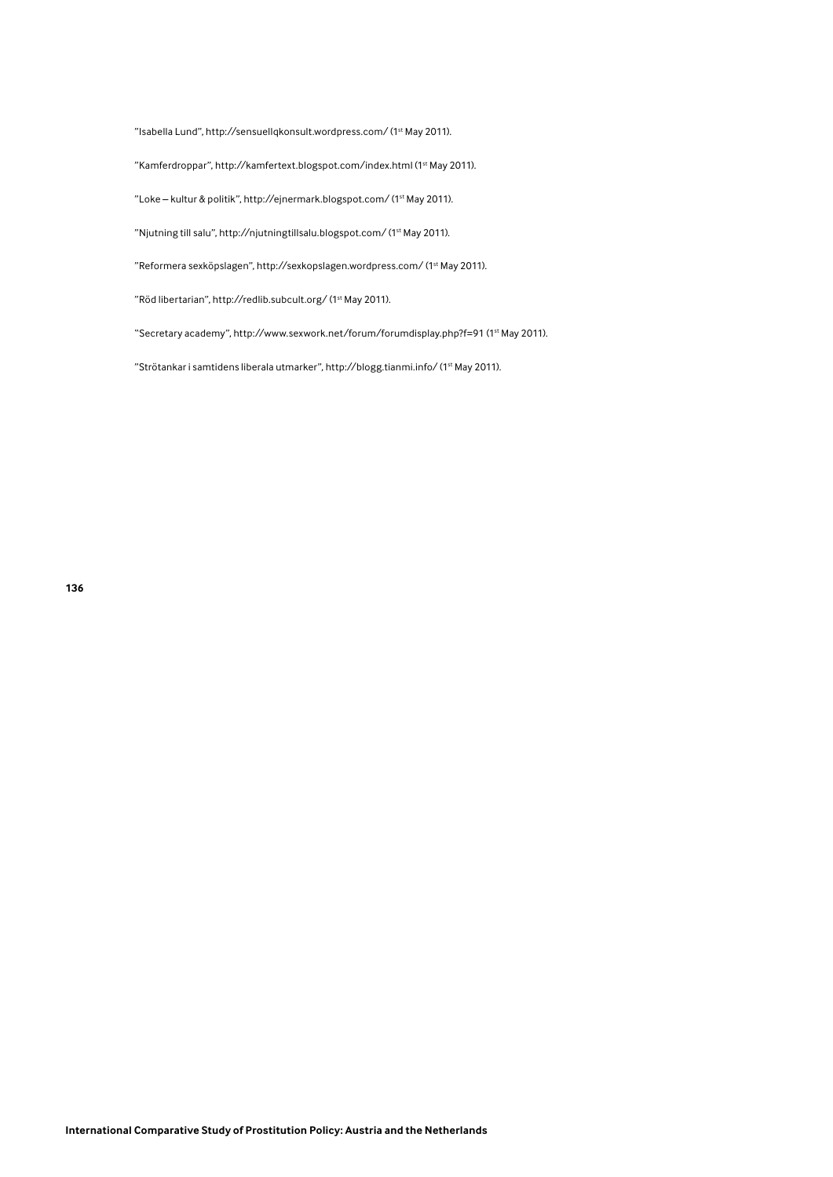”Isabella Lund”, http://sensuellqkonsult.wordpress.com/ (1st May 2011).

”Kamferdroppar”, http://kamfertext.blogspot.com/index.html (1st May 2011).

”Loke – kultur & politik”, http://ejnermark.blogspot.com/ (1st May 2011).

”Njutning till salu”, http://njutningtillsalu.blogspot.com/ (1st May 2011).

”Reformera sexköpslagen”, http://sexkopslagen.wordpress.com/ (1st May 2011).

”Röd libertarian”, http://redlib.subcult.org/ (1st May 2011).

"Secretary academy", http://www.sexwork.net/forum/forumdisplay.php?f=91 (1st May 2011).

”Strötankar i samtidens liberala utmarker”, http://blogg.tianmi.info/ (1st May 2011).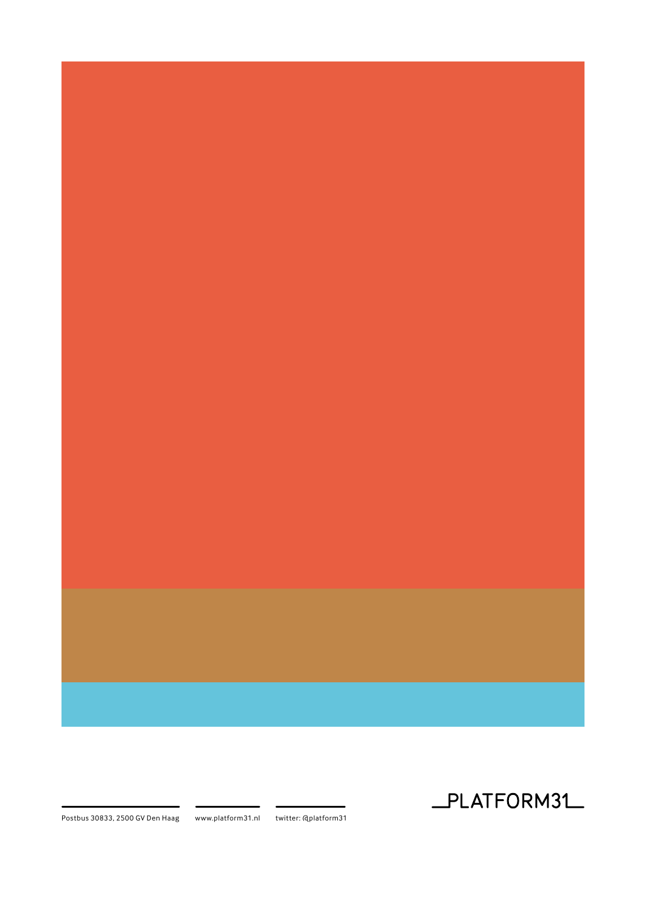Postbus 30833, 2500 GV Den Haag

www.platform31.nl

twitter: @platform31

_PLATFORM31_